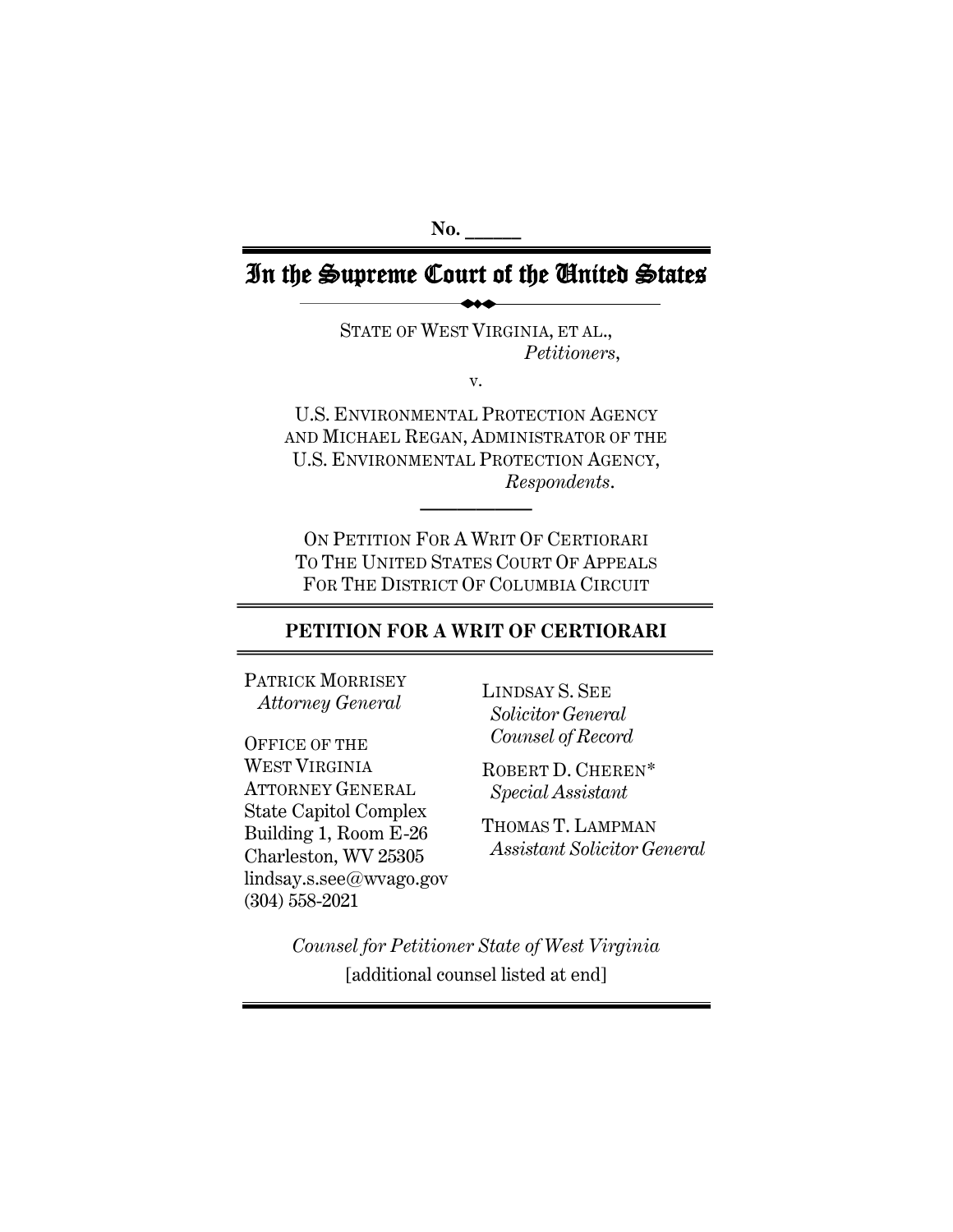No. _____

# In the Supreme Court of the United States

STATE OF WEST VIRGINIA, ET AL.,
*Petitioners*,

v.

U.S. ENVIRONMENTAL PROTECTION AGENCY AND MICHAEL REGAN, ADMINISTRATOR OF THE U.S. ENVIRONMENTAL PROTECTION AGENCY,
*Respondents*.

ON PETITION FOR A WRIT OF CERTIORARI TO THE UNITED STATES COURT OF APPEALS FOR THE DISTRICT OF COLUMBIA CIRCUIT

## PETITION FOR A WRIT OF CERTIORARI

PATRICK MORRISEY
*Attorney General*

OFFICE OF THE WEST VIRGINIA ATTORNEY GENERAL
State Capitol Complex
Building 1, Room E-26
Charleston, WV 25305
lindsay.s.see@wvago.gov
(304) 558-2021

LINDSAY S. SEE
*Solicitor General*
*Counsel of Record*

ROBERT D. CHEREN*
*Special Assistant*

THOMAS T. LAMPMAN
*Assistant Solicitor General*

*Counsel for Petitioner State of West Virginia*
[additional counsel listed at end]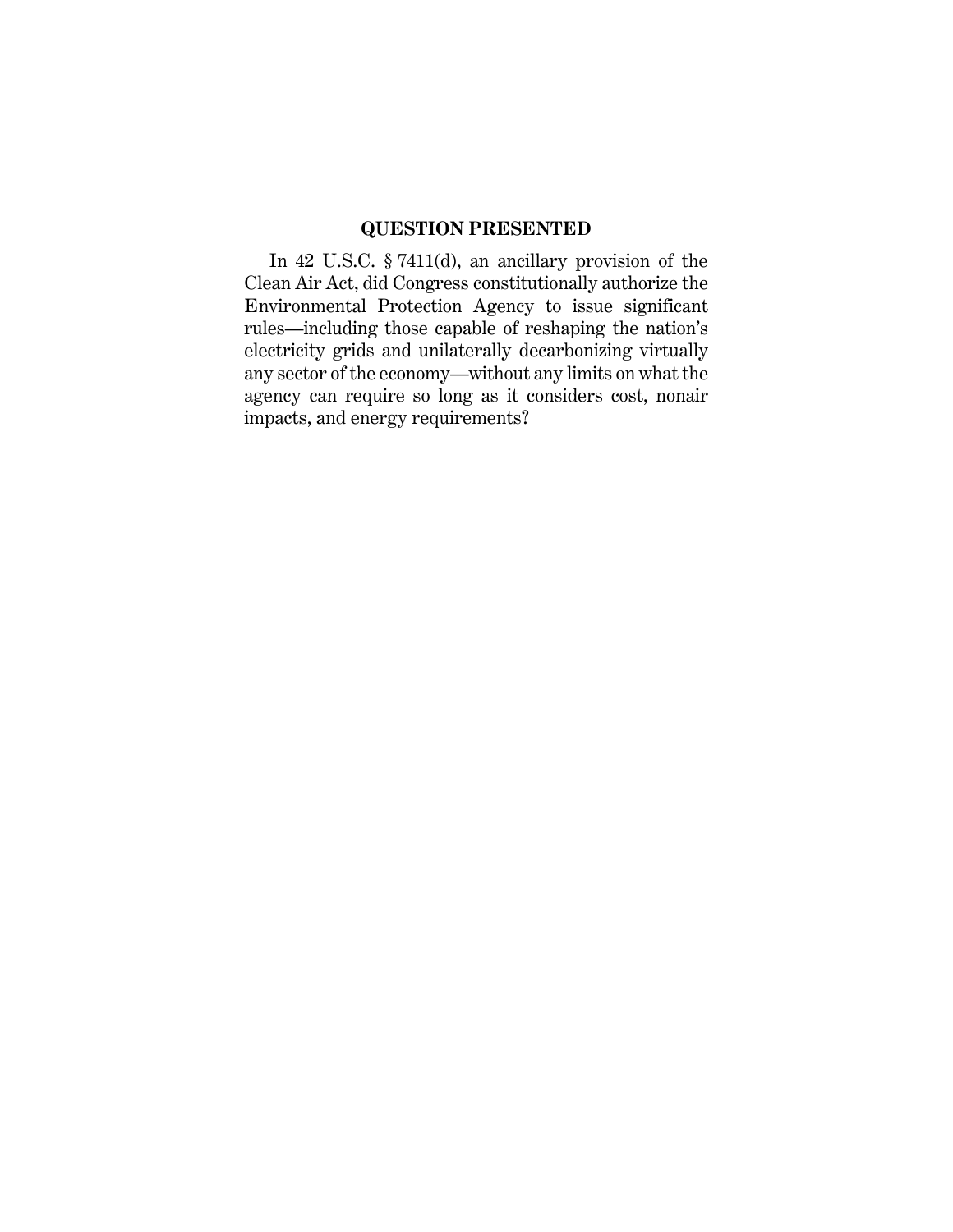## QUESTION PRESENTED

In 42 U.S.C. § 7411(d), an ancillary provision of the Clean Air Act, did Congress constitutionally authorize the Environmental Protection Agency to issue significant rules—including those capable of reshaping the nation's electricity grids and unilaterally decarbonizing virtually any sector of the economy—without any limits on what the agency can require so long as it considers cost, nonair impacts, and energy requirements?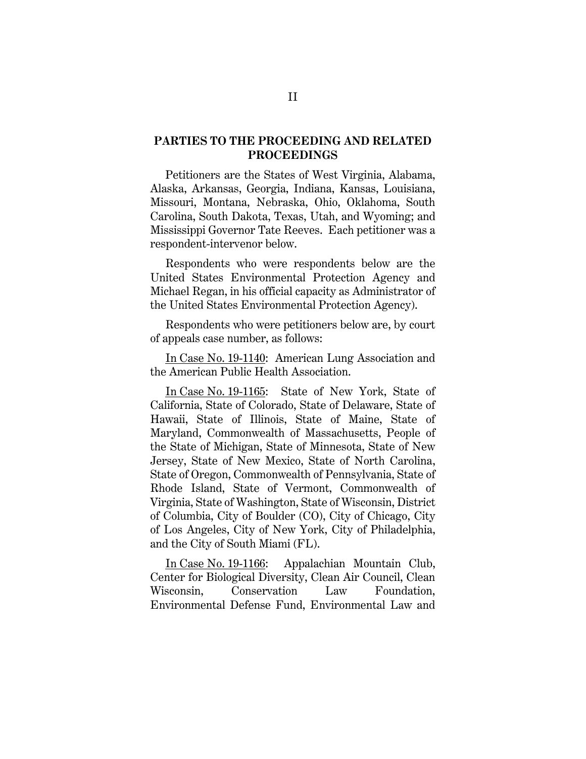## PARTIES TO THE PROCEEDING AND RELATED PROCEEDINGS

Petitioners are the States of West Virginia, Alabama, Alaska, Arkansas, Georgia, Indiana, Kansas, Louisiana, Missouri, Montana, Nebraska, Ohio, Oklahoma, South Carolina, South Dakota, Texas, Utah, and Wyoming; and Mississippi Governor Tate Reeves. Each petitioner was a respondent-intervenor below.

Respondents who were respondents below are the United States Environmental Protection Agency and Michael Regan, in his official capacity as Administrator of the United States Environmental Protection Agency).

Respondents who were petitioners below are, by court of appeals case number, as follows:

In Case No. 19-1140: American Lung Association and the American Public Health Association.

In Case No. 19-1165: State of New York, State of California, State of Colorado, State of Delaware, State of Hawaii, State of Illinois, State of Maine, State of Maryland, Commonwealth of Massachusetts, People of the State of Michigan, State of Minnesota, State of New Jersey, State of New Mexico, State of North Carolina, State of Oregon, Commonwealth of Pennsylvania, State of Rhode Island, State of Vermont, Commonwealth of Virginia, State of Washington, State of Wisconsin, District of Columbia, City of Boulder (CO), City of Chicago, City of Los Angeles, City of New York, City of Philadelphia, and the City of South Miami (FL).

In Case No. 19-1166: Appalachian Mountain Club, Center for Biological Diversity, Clean Air Council, Clean Wisconsin, Conservation Law Foundation, Environmental Defense Fund, Environmental Law and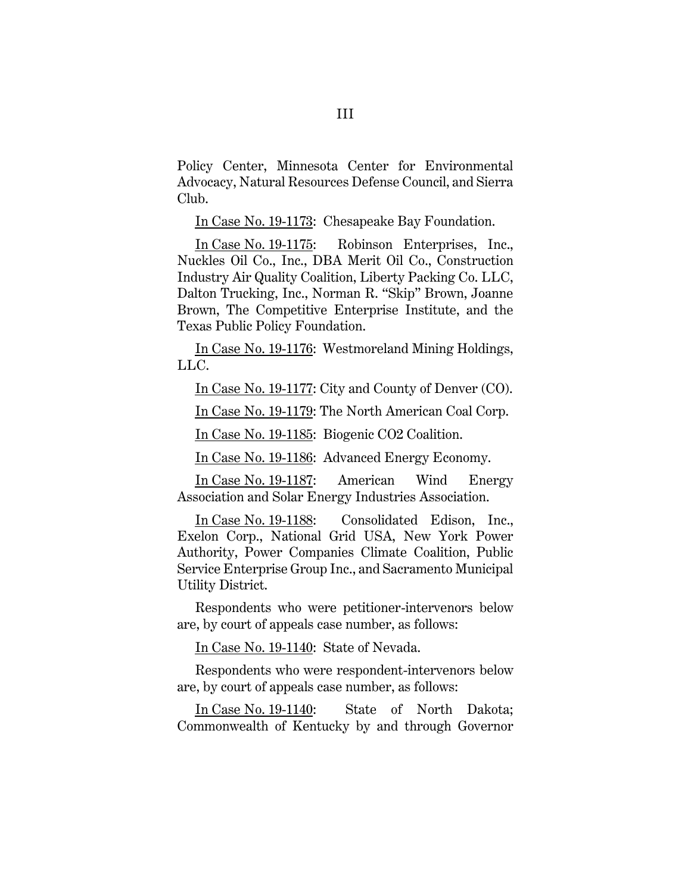Policy Center, Minnesota Center for Environmental Advocacy, Natural Resources Defense Council, and Sierra Club.

In Case No. 19-1173: Chesapeake Bay Foundation.

In Case No. 19-1175: Robinson Enterprises, Inc., Nuckles Oil Co., Inc., DBA Merit Oil Co., Construction Industry Air Quality Coalition, Liberty Packing Co. LLC, Dalton Trucking, Inc., Norman R. "Skip" Brown, Joanne Brown, The Competitive Enterprise Institute, and the Texas Public Policy Foundation.

In Case No. 19-1176: Westmoreland Mining Holdings, LLC.

In Case No. 19-1177: City and County of Denver (CO).

In Case No. 19-1179: The North American Coal Corp.

In Case No. 19-1185: Biogenic CO2 Coalition.

In Case No. 19-1186: Advanced Energy Economy.

In Case No. 19-1187: American Wind Energy Association and Solar Energy Industries Association.

In Case No. 19-1188: Consolidated Edison, Inc., Exelon Corp., National Grid USA, New York Power Authority, Power Companies Climate Coalition, Public Service Enterprise Group Inc., and Sacramento Municipal Utility District.

Respondents who were petitioner-intervenors below are, by court of appeals case number, as follows:

In Case No. 19-1140: State of Nevada.

Respondents who were respondent-intervenors below are, by court of appeals case number, as follows:

In Case No. 19-1140: State of North Dakota; Commonwealth of Kentucky by and through Governor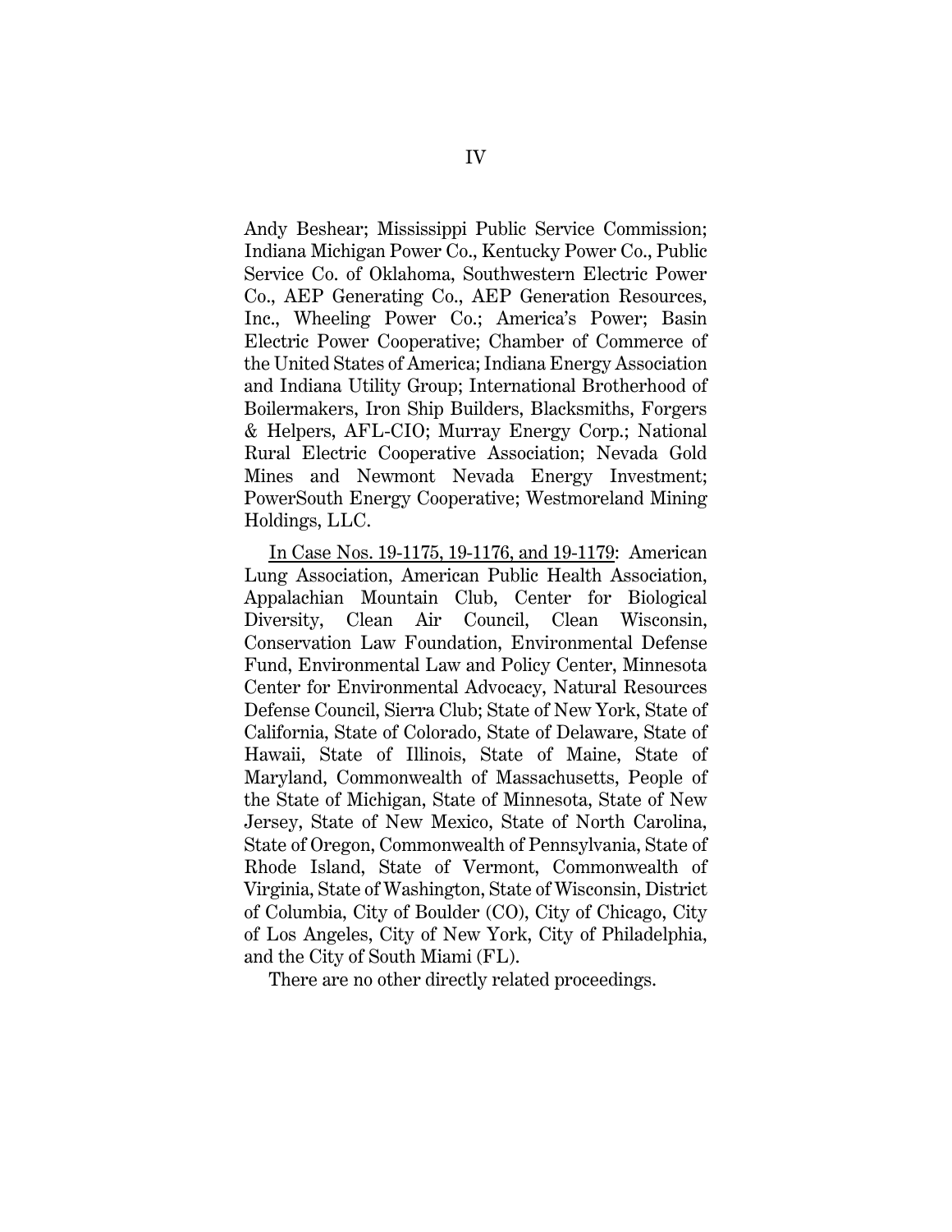Andy Beshear; Mississippi Public Service Commission; Indiana Michigan Power Co., Kentucky Power Co., Public Service Co. of Oklahoma, Southwestern Electric Power Co., AEP Generating Co., AEP Generation Resources, Inc., Wheeling Power Co.; America's Power; Basin Electric Power Cooperative; Chamber of Commerce of the United States of America; Indiana Energy Association and Indiana Utility Group; International Brotherhood of Boilermakers, Iron Ship Builders, Blacksmiths, Forgers & Helpers, AFL-CIO; Murray Energy Corp.; National Rural Electric Cooperative Association; Nevada Gold Mines and Newmont Nevada Energy Investment; PowerSouth Energy Cooperative; Westmoreland Mining Holdings, LLC.

In Case Nos. 19-1175, 19-1176, and 19-1179: American Lung Association, American Public Health Association, Appalachian Mountain Club, Center for Biological Diversity, Clean Air Council, Clean Wisconsin, Conservation Law Foundation, Environmental Defense Fund, Environmental Law and Policy Center, Minnesota Center for Environmental Advocacy, Natural Resources Defense Council, Sierra Club; State of New York, State of California, State of Colorado, State of Delaware, State of Hawaii, State of Illinois, State of Maine, State of Maryland, Commonwealth of Massachusetts, People of the State of Michigan, State of Minnesota, State of New Jersey, State of New Mexico, State of North Carolina, State of Oregon, Commonwealth of Pennsylvania, State of Rhode Island, State of Vermont, Commonwealth of Virginia, State of Washington, State of Wisconsin, District of Columbia, City of Boulder (CO), City of Chicago, City of Los Angeles, City of New York, City of Philadelphia, and the City of South Miami (FL).

There are no other directly related proceedings.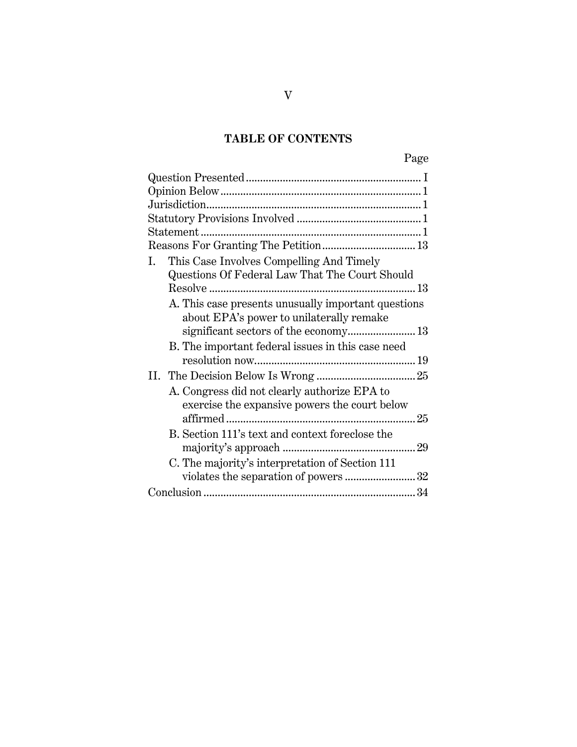## TABLE OF CONTENTS

| | Page |
|---|---|
| Question Presented | I |
| Opinion Below | 1 |
| Jurisdiction | 1 |
| Statutory Provisions Involved | 1 |
| Statement | 1 |
| Reasons For Granting The Petition | 13 |
| I. This Case Involves Compelling And Timely Questions Of Federal Law That The Court Should Resolve | 13 |
| A. This case presents unusually important questions about EPA's power to unilaterally remake significant sectors of the economy | 13 |
| B. The important federal issues in this case need resolution now | 19 |
| II. The Decision Below Is Wrong | 25 |
| A. Congress did not clearly authorize EPA to exercise the expansive powers the court below affirmed | 25 |
| B. Section 111's text and context foreclose the majority's approach | 29 |
| C. The majority's interpretation of Section 111 violates the separation of powers | 32 |
| Conclusion | 34 |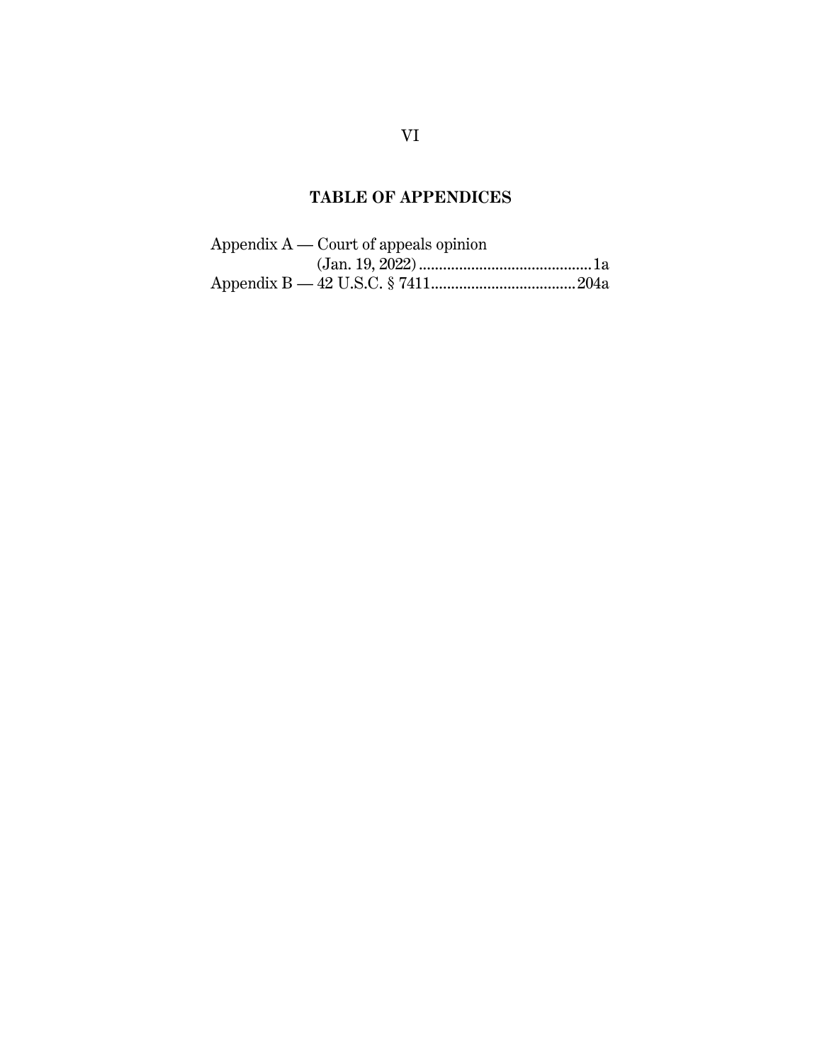## TABLE OF APPENDICES

Appendix A — Court of appeals opinion (Jan. 19, 2022) ........................................... 1a

Appendix B — 42 U.S.C. § 7411.................................... 204a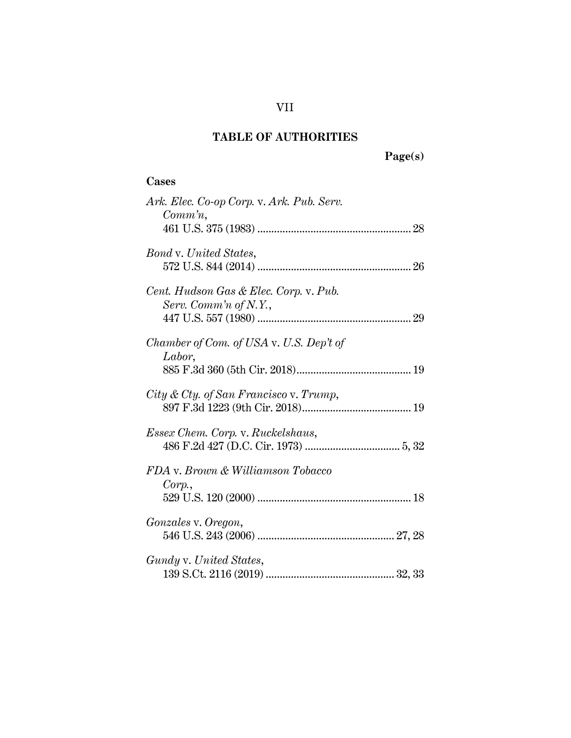## TABLE OF AUTHORITIES

**Page(s)**

### Cases

*Ark. Elec. Co-op Corp.* v. *Ark. Pub. Serv. Comm'n*, 461 U.S. 375 (1983) .......... 28

*Bond* v. *United States*, 572 U.S. 844 (2014) .......... 26

*Cent. Hudson Gas & Elec. Corp.* v. *Pub. Serv. Comm'n of N.Y.*, 447 U.S. 557 (1980) .......... 29

*Chamber of Com. of USA* v. *U.S. Dep't of Labor*, 885 F.3d 360 (5th Cir. 2018) .......... 19

*City & Cty. of San Francisco* v. *Trump*, 897 F.3d 1223 (9th Cir. 2018) .......... 19

*Essex Chem. Corp.* v. *Ruckelshaus*, 486 F.2d 427 (D.C. Cir. 1973) .......... 5, 32

*FDA* v. *Brown & Williamson Tobacco Corp.*, 529 U.S. 120 (2000) .......... 18

*Gonzales* v. *Oregon*, 546 U.S. 243 (2006) .......... 27, 28

*Gundy* v. *United States*, 139 S.Ct. 2116 (2019) .......... 32, 33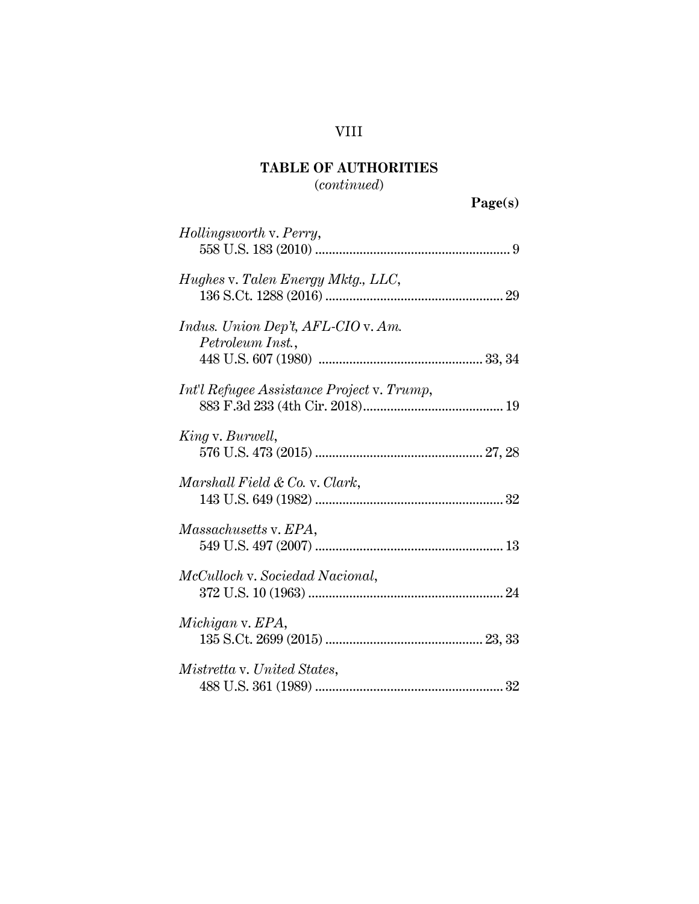## TABLE OF AUTHORITIES
(*continued*)

**Page(s)**

*Hollingsworth* v. *Perry*,
558 U.S. 183 (2010) ........................................................ 9

*Hughes* v. *Talen Energy Mktg., LLC*,
136 S.Ct. 1288 (2016) .................................................. 29

*Indus. Union Dep't, AFL-CIO* v. *Am. Petroleum Inst.*,
448 U.S. 607 (1980) ............................................... 33, 34

*Int'l Refugee Assistance Project* v. *Trump*,
883 F.3d 233 (4th Cir. 2018)........................................ 19

*King* v. *Burwell*,
576 U.S. 473 (2015) ................................................ 27, 28

*Marshall Field & Co.* v. *Clark*,
143 U.S. 649 (1982) ...................................................... 32

*Massachusetts* v. *EPA*,
549 U.S. 497 (2007) ...................................................... 13

*McCulloch* v. *Sociedad Nacional*,
372 U.S. 10 (1963) ........................................................ 24

*Michigan* v. *EPA*,
135 S.Ct. 2699 (2015) ............................................. 23, 33

*Mistretta* v. *United States*,
488 U.S. 361 (1989) ...................................................... 32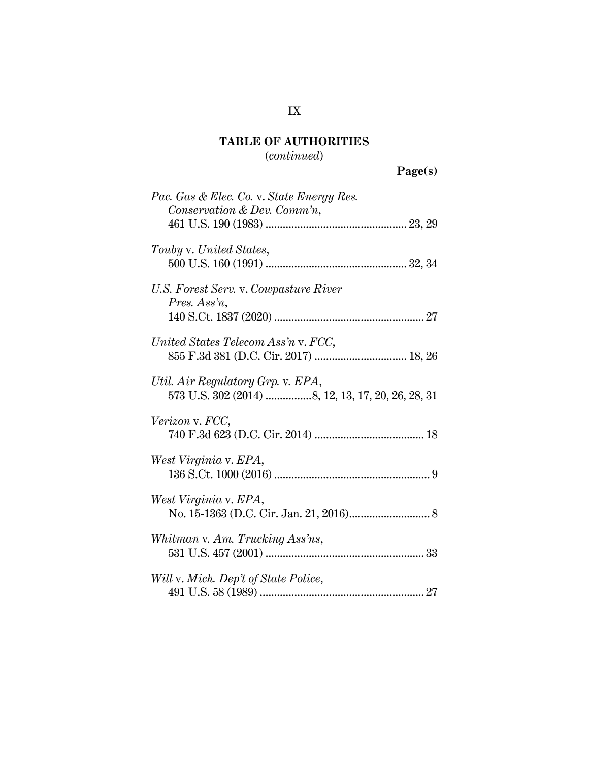## TABLE OF AUTHORITIES
(*continued*)

**Page(s)**

*Pac. Gas & Elec. Co.* v. *State Energy Res. Conservation & Dev. Comm'n*,
461 U.S. 190 (1983) ................................................ 23, 29

*Touby* v. *United States*,
500 U.S. 160 (1991) ................................................ 32, 34

*U.S. Forest Serv.* v. *Cowpasture River Pres. Ass'n*,
140 S.Ct. 1837 (2020) .................................................... 27

*United States Telecom Ass'n* v. *FCC*,
855 F.3d 381 (D.C. Cir. 2017) ............................... 18, 26

*Util. Air Regulatory Grp.* v. *EPA*,
573 U.S. 302 (2014) ................8, 12, 13, 17, 20, 26, 28, 31

*Verizon* v. *FCC*,
740 F.3d 623 (D.C. Cir. 2014) ..................................... 18

*West Virginia* v. *EPA*,
136 S.Ct. 1000 (2016) ...................................................... 9

*West Virginia* v. *EPA*,
No. 15-1363 (D.C. Cir. Jan. 21, 2016)............................ 8

*Whitman* v. *Am. Trucking Ass'ns*,
531 U.S. 457 (2001) ...................................................... 33

*Will* v. *Mich. Dep't of State Police*,
491 U.S. 58 (1989) ........................................................ 27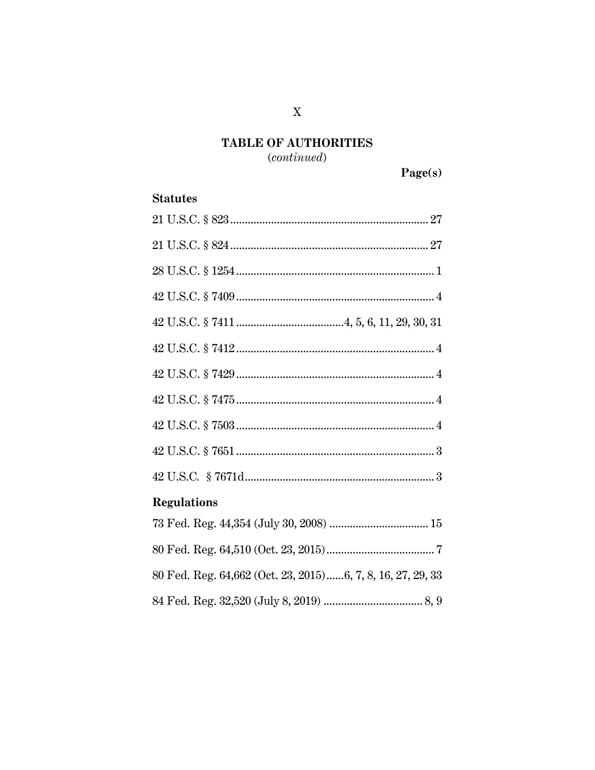# TABLE OF AUTHORITIES
(*continued*)

**Page(s)**

**Statutes**

21 U.S.C. § 823 .................................................................. 27

21 U.S.C. § 824 .................................................................. 27

28 U.S.C. § 1254 .................................................................. 1

42 U.S.C. § 7409 .................................................................. 4

42 U.S.C. § 7411 ....................................4, 5, 6, 11, 29, 30, 31

42 U.S.C. § 7412 .................................................................. 4

42 U.S.C. § 7429 .................................................................. 4

42 U.S.C. § 7475 .................................................................. 4

42 U.S.C. § 7503 .................................................................. 4

42 U.S.C. § 7651 .................................................................. 3

42 U.S.C. § 7671d ................................................................ 3

**Regulations**

73 Fed. Reg. 44,354 (July 30, 2008) .................................. 15

80 Fed. Reg. 64,510 (Oct. 23, 2015) ..................................... 7

80 Fed. Reg. 64,662 (Oct. 23, 2015)......6, 7, 8, 16, 27, 29, 33

84 Fed. Reg. 32,520 (July 8, 2019) .................................. 8, 9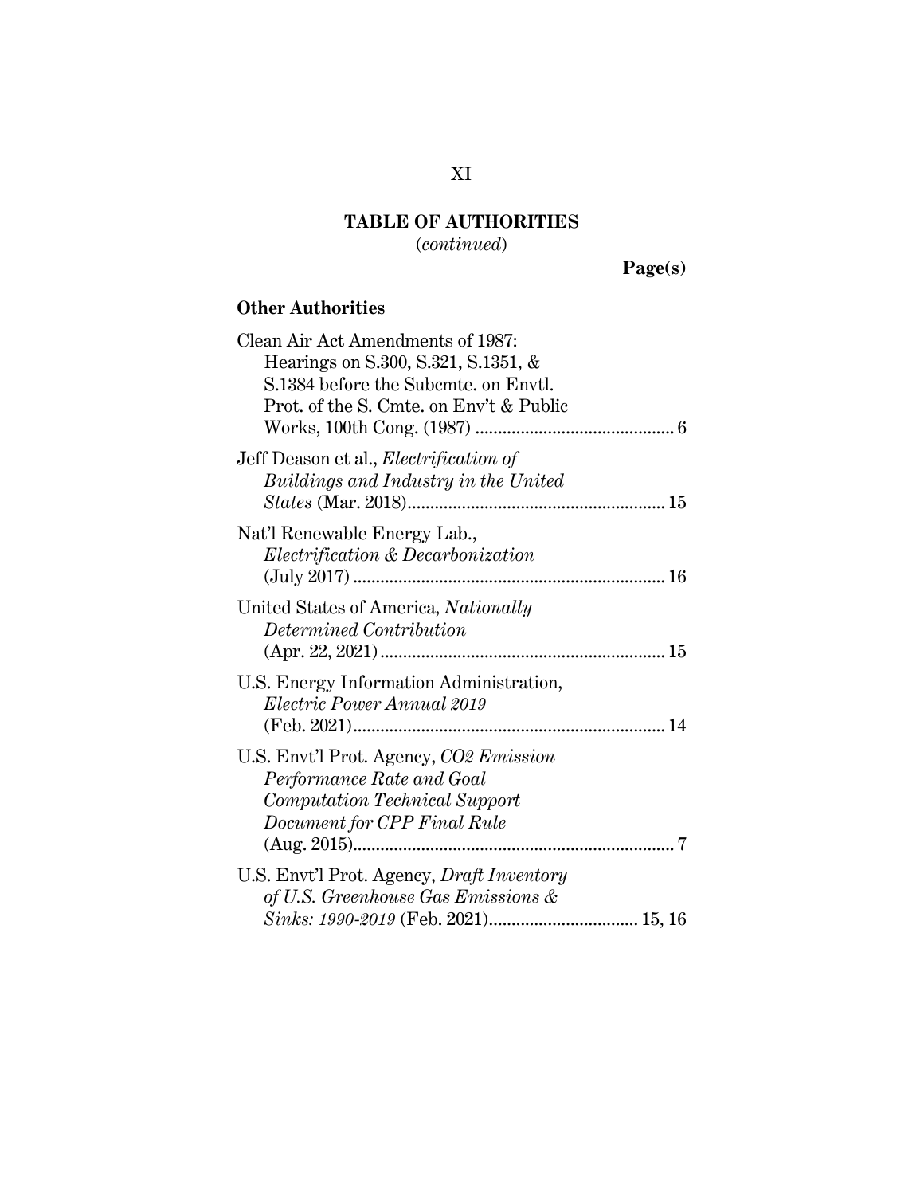## TABLE OF AUTHORITIES
(*continued*)

**Page(s)**

### Other Authorities

Clean Air Act Amendments of 1987: Hearings on S.300, S.321, S.1351, & S.1384 before the Subcmte. on Envtl. Prot. of the S. Cmte. on Env't & Public Works, 100th Cong. (1987) ............................................ 6

Jeff Deason et al., *Electrification of Buildings and Industry in the United States* (Mar. 2018)......................................................... 15

Nat'l Renewable Energy Lab., *Electrification & Decarbonization* (July 2017) ..................................................................... 16

United States of America, *Nationally Determined Contribution* (Apr. 22, 2021)............................................................... 15

U.S. Energy Information Administration, *Electric Power Annual 2019* (Feb. 2021)..................................................................... 14

U.S. Envt'l Prot. Agency, *CO2 Emission Performance Rate and Goal Computation Technical Support Document for CPP Final Rule* (Aug. 2015)....................................................................... 7

U.S. Envt'l Prot. Agency, *Draft Inventory of U.S. Greenhouse Gas Emissions & Sinks: 1990-2019* (Feb. 2021)................................. 15, 16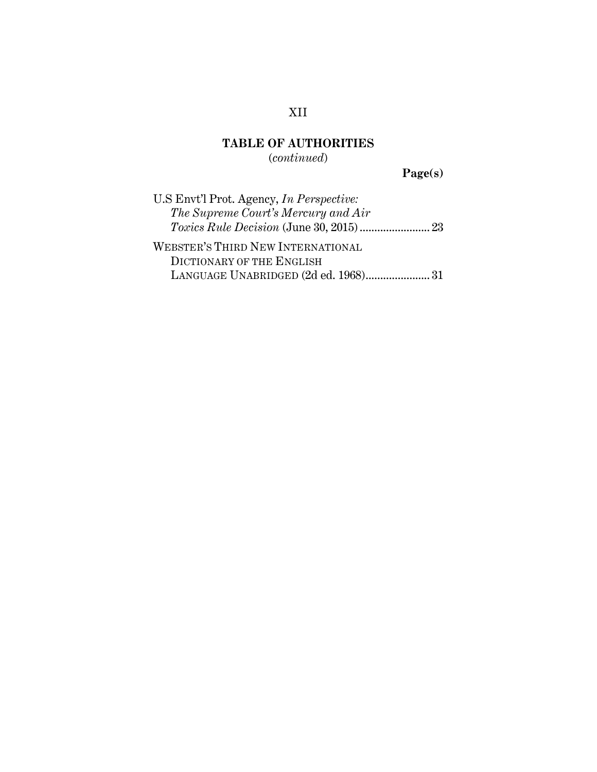## TABLE OF AUTHORITIES
(*continued*)

**Page(s)**

U.S Envt'l Prot. Agency, *In Perspective: The Supreme Court's Mercury and Air Toxics Rule Decision* (June 30, 2015) ........................ 23

WEBSTER'S THIRD NEW INTERNATIONAL DICTIONARY OF THE ENGLISH LANGUAGE UNABRIDGED (2d ed. 1968)...................... 31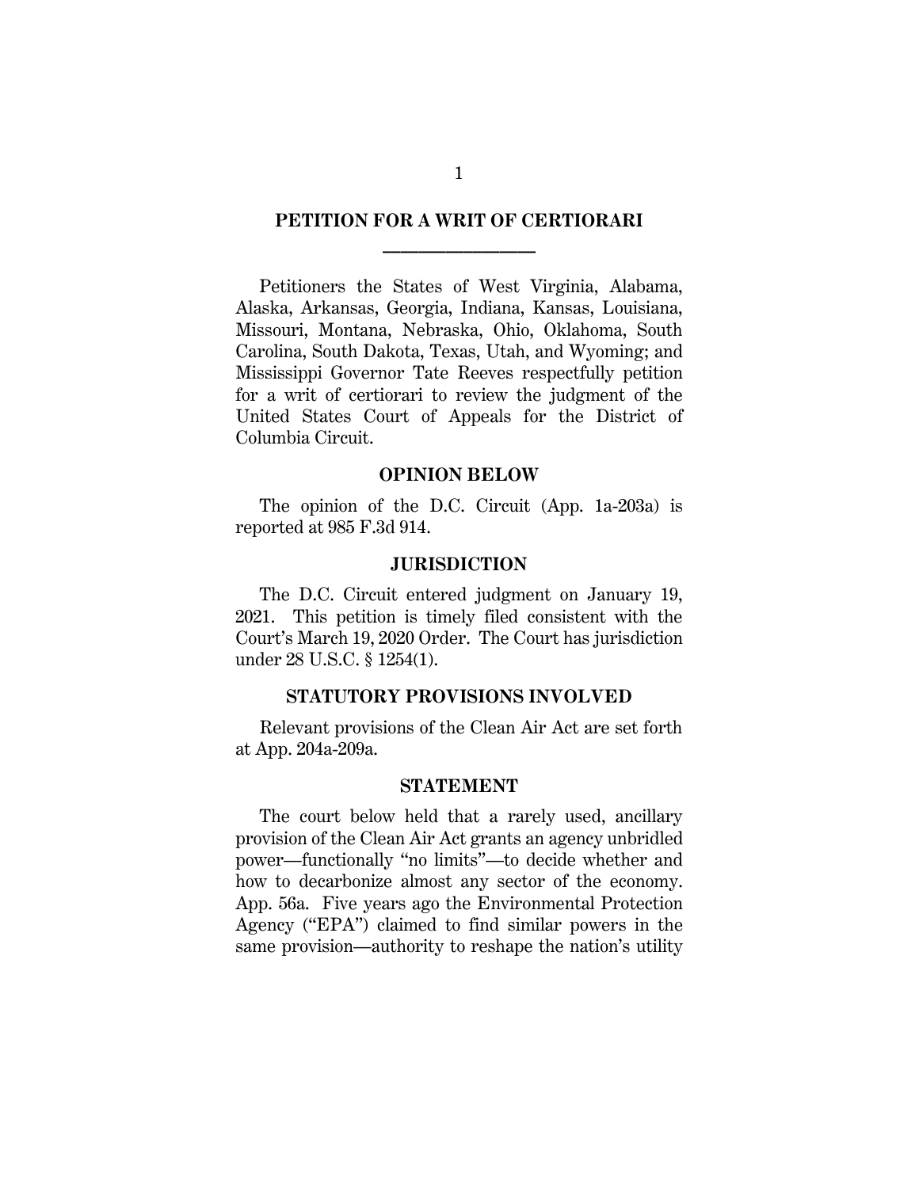# PETITION FOR A WRIT OF CERTIORARI

Petitioners the States of West Virginia, Alabama, Alaska, Arkansas, Georgia, Indiana, Kansas, Louisiana, Missouri, Montana, Nebraska, Ohio, Oklahoma, South Carolina, South Dakota, Texas, Utah, and Wyoming; and Mississippi Governor Tate Reeves respectfully petition for a writ of certiorari to review the judgment of the United States Court of Appeals for the District of Columbia Circuit.

## OPINION BELOW

The opinion of the D.C. Circuit (App. 1a-203a) is reported at 985 F.3d 914.

## JURISDICTION

The D.C. Circuit entered judgment on January 19, 2021. This petition is timely filed consistent with the Court's March 19, 2020 Order. The Court has jurisdiction under 28 U.S.C. § 1254(1).

## STATUTORY PROVISIONS INVOLVED

Relevant provisions of the Clean Air Act are set forth at App. 204a-209a.

## STATEMENT

The court below held that a rarely used, ancillary provision of the Clean Air Act grants an agency unbridled power—functionally "no limits"—to decide whether and how to decarbonize almost any sector of the economy. App. 56a. Five years ago the Environmental Protection Agency ("EPA") claimed to find similar powers in the same provision—authority to reshape the nation's utility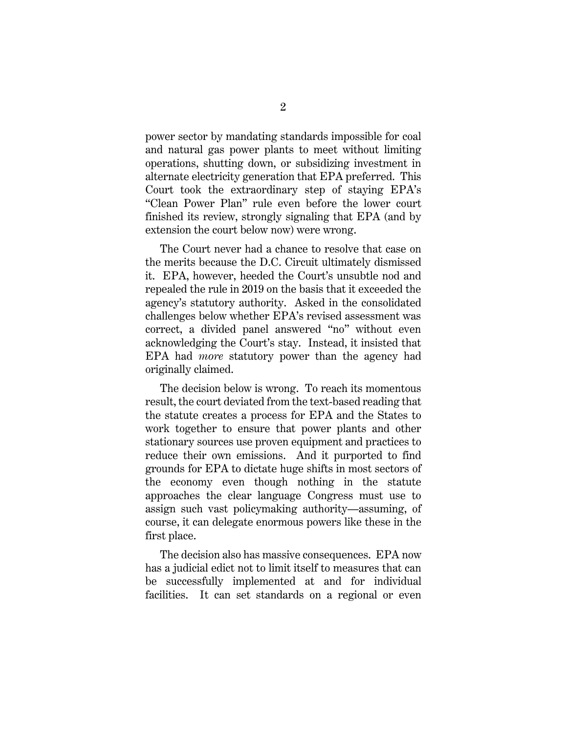power sector by mandating standards impossible for coal and natural gas power plants to meet without limiting operations, shutting down, or subsidizing investment in alternate electricity generation that EPA preferred. This Court took the extraordinary step of staying EPA's "Clean Power Plan" rule even before the lower court finished its review, strongly signaling that EPA (and by extension the court below now) were wrong.

The Court never had a chance to resolve that case on the merits because the D.C. Circuit ultimately dismissed it. EPA, however, heeded the Court's unsubtle nod and repealed the rule in 2019 on the basis that it exceeded the agency's statutory authority. Asked in the consolidated challenges below whether EPA's revised assessment was correct, a divided panel answered "no" without even acknowledging the Court's stay. Instead, it insisted that EPA had *more* statutory power than the agency had originally claimed.

The decision below is wrong. To reach its momentous result, the court deviated from the text-based reading that the statute creates a process for EPA and the States to work together to ensure that power plants and other stationary sources use proven equipment and practices to reduce their own emissions. And it purported to find grounds for EPA to dictate huge shifts in most sectors of the economy even though nothing in the statute approaches the clear language Congress must use to assign such vast policymaking authority—assuming, of course, it can delegate enormous powers like these in the first place.

The decision also has massive consequences. EPA now has a judicial edict not to limit itself to measures that can be successfully implemented at and for individual facilities. It can set standards on a regional or even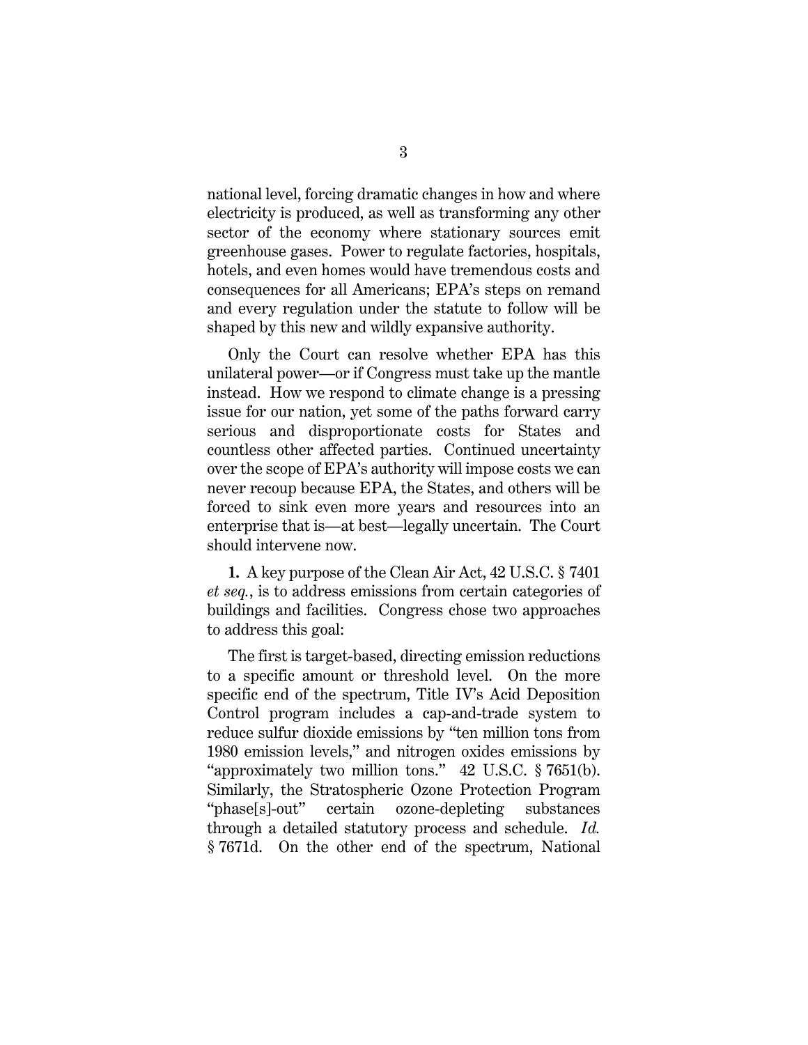national level, forcing dramatic changes in how and where electricity is produced, as well as transforming any other sector of the economy where stationary sources emit greenhouse gases. Power to regulate factories, hospitals, hotels, and even homes would have tremendous costs and consequences for all Americans; EPA's steps on remand and every regulation under the statute to follow will be shaped by this new and wildly expansive authority.

Only the Court can resolve whether EPA has this unilateral power—or if Congress must take up the mantle instead. How we respond to climate change is a pressing issue for our nation, yet some of the paths forward carry serious and disproportionate costs for States and countless other affected parties. Continued uncertainty over the scope of EPA's authority will impose costs we can never recoup because EPA, the States, and others will be forced to sink even more years and resources into an enterprise that is—at best—legally uncertain. The Court should intervene now.

**1.** A key purpose of the Clean Air Act, 42 U.S.C. § 7401 *et seq.*, is to address emissions from certain categories of buildings and facilities. Congress chose two approaches to address this goal:

The first is target-based, directing emission reductions to a specific amount or threshold level. On the more specific end of the spectrum, Title IV's Acid Deposition Control program includes a cap-and-trade system to reduce sulfur dioxide emissions by "ten million tons from 1980 emission levels," and nitrogen oxides emissions by "approximately two million tons." 42 U.S.C. § 7651(b). Similarly, the Stratospheric Ozone Protection Program "phase[s]-out" certain ozone-depleting substances through a detailed statutory process and schedule. *Id.* § 7671d. On the other end of the spectrum, National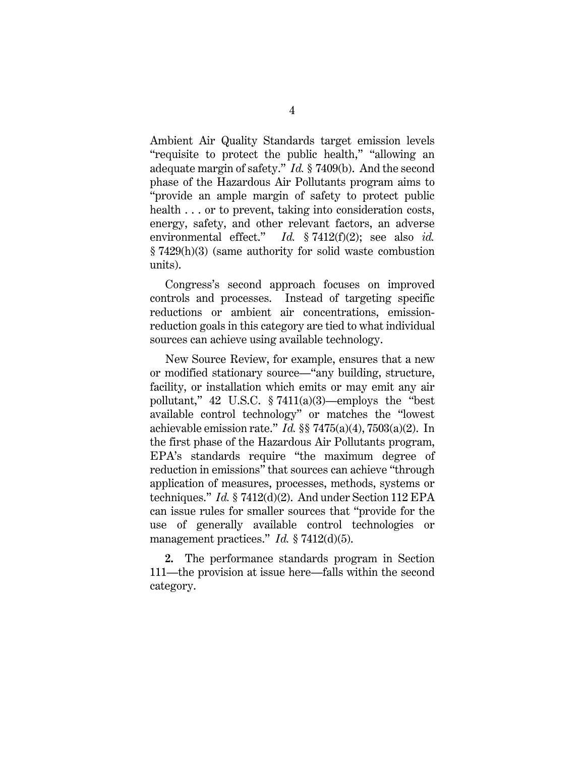Ambient Air Quality Standards target emission levels "requisite to protect the public health," "allowing an adequate margin of safety." *Id.* § 7409(b). And the second phase of the Hazardous Air Pollutants program aims to "provide an ample margin of safety to protect public health . . . or to prevent, taking into consideration costs, energy, safety, and other relevant factors, an adverse environmental effect." *Id.* § 7412(f)(2); see also *id.* § 7429(h)(3) (same authority for solid waste combustion units).

Congress's second approach focuses on improved controls and processes. Instead of targeting specific reductions or ambient air concentrations, emission-reduction goals in this category are tied to what individual sources can achieve using available technology.

New Source Review, for example, ensures that a new or modified stationary source—"any building, structure, facility, or installation which emits or may emit any air pollutant," 42 U.S.C. § 7411(a)(3)—employs the "best available control technology" or matches the "lowest achievable emission rate." *Id.* §§ 7475(a)(4), 7503(a)(2). In the first phase of the Hazardous Air Pollutants program, EPA's standards require "the maximum degree of reduction in emissions" that sources can achieve "through application of measures, processes, methods, systems or techniques." *Id.* § 7412(d)(2). And under Section 112 EPA can issue rules for smaller sources that "provide for the use of generally available control technologies or management practices." *Id.* § 7412(d)(5).

**2.** The performance standards program in Section 111—the provision at issue here—falls within the second category.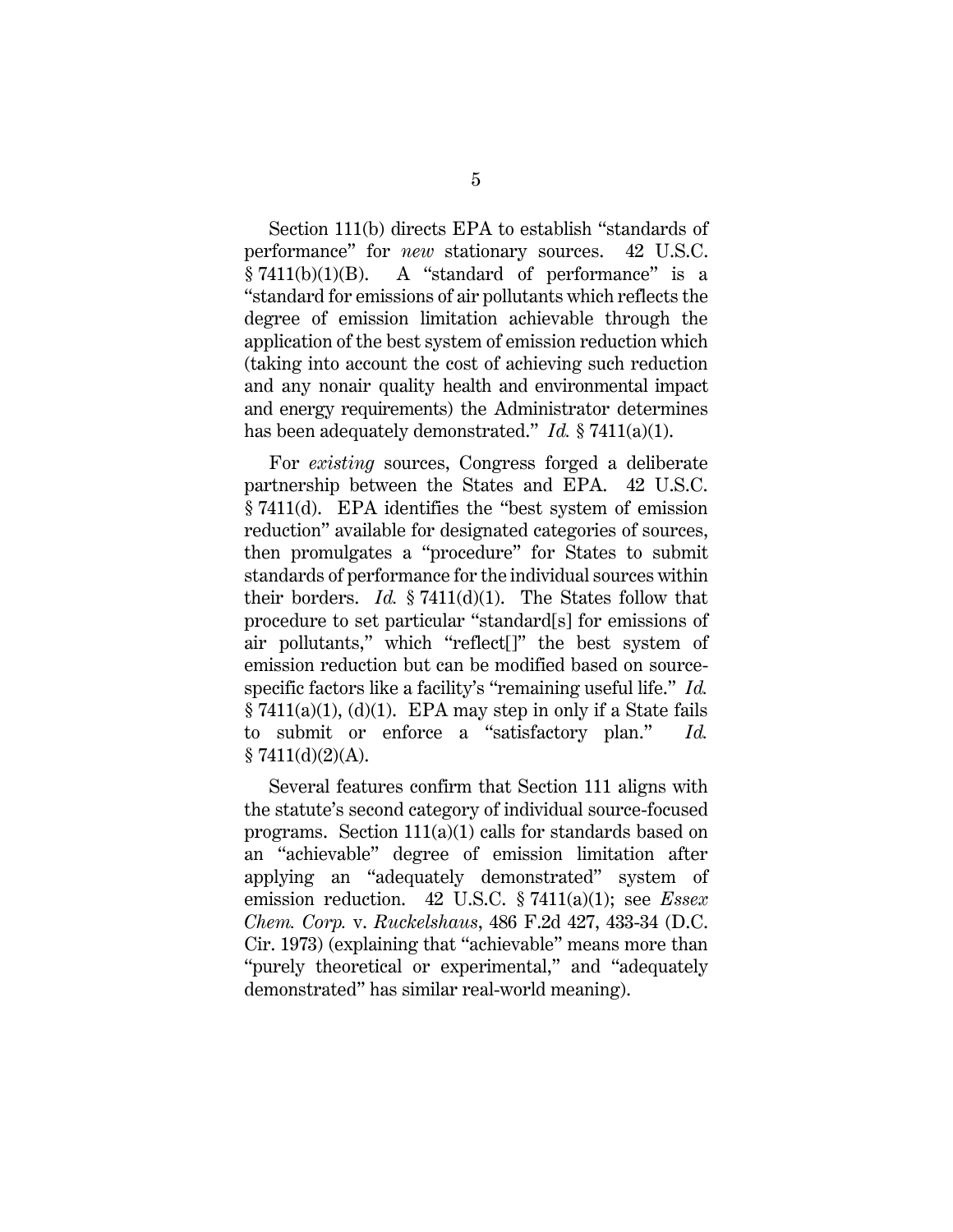Section 111(b) directs EPA to establish "standards of performance" for *new* stationary sources. 42 U.S.C. § 7411(b)(1)(B). A "standard of performance" is a "standard for emissions of air pollutants which reflects the degree of emission limitation achievable through the application of the best system of emission reduction which (taking into account the cost of achieving such reduction and any nonair quality health and environmental impact and energy requirements) the Administrator determines has been adequately demonstrated." *Id.* § 7411(a)(1).

For *existing* sources, Congress forged a deliberate partnership between the States and EPA. 42 U.S.C. § 7411(d). EPA identifies the "best system of emission reduction" available for designated categories of sources, then promulgates a "procedure" for States to submit standards of performance for the individual sources within their borders. *Id.* § 7411(d)(1). The States follow that procedure to set particular "standard[s] for emissions of air pollutants," which "reflect[]" the best system of emission reduction but can be modified based on source-specific factors like a facility's "remaining useful life." *Id.* § 7411(a)(1), (d)(1). EPA may step in only if a State fails to submit or enforce a "satisfactory plan." *Id.* § 7411(d)(2)(A).

Several features confirm that Section 111 aligns with the statute's second category of individual source-focused programs. Section 111(a)(1) calls for standards based on an "achievable" degree of emission limitation after applying an "adequately demonstrated" system of emission reduction. 42 U.S.C. § 7411(a)(1); see *Essex Chem. Corp.* v. *Ruckelshaus*, 486 F.2d 427, 433-34 (D.C. Cir. 1973) (explaining that "achievable" means more than "purely theoretical or experimental," and "adequately demonstrated" has similar real-world meaning).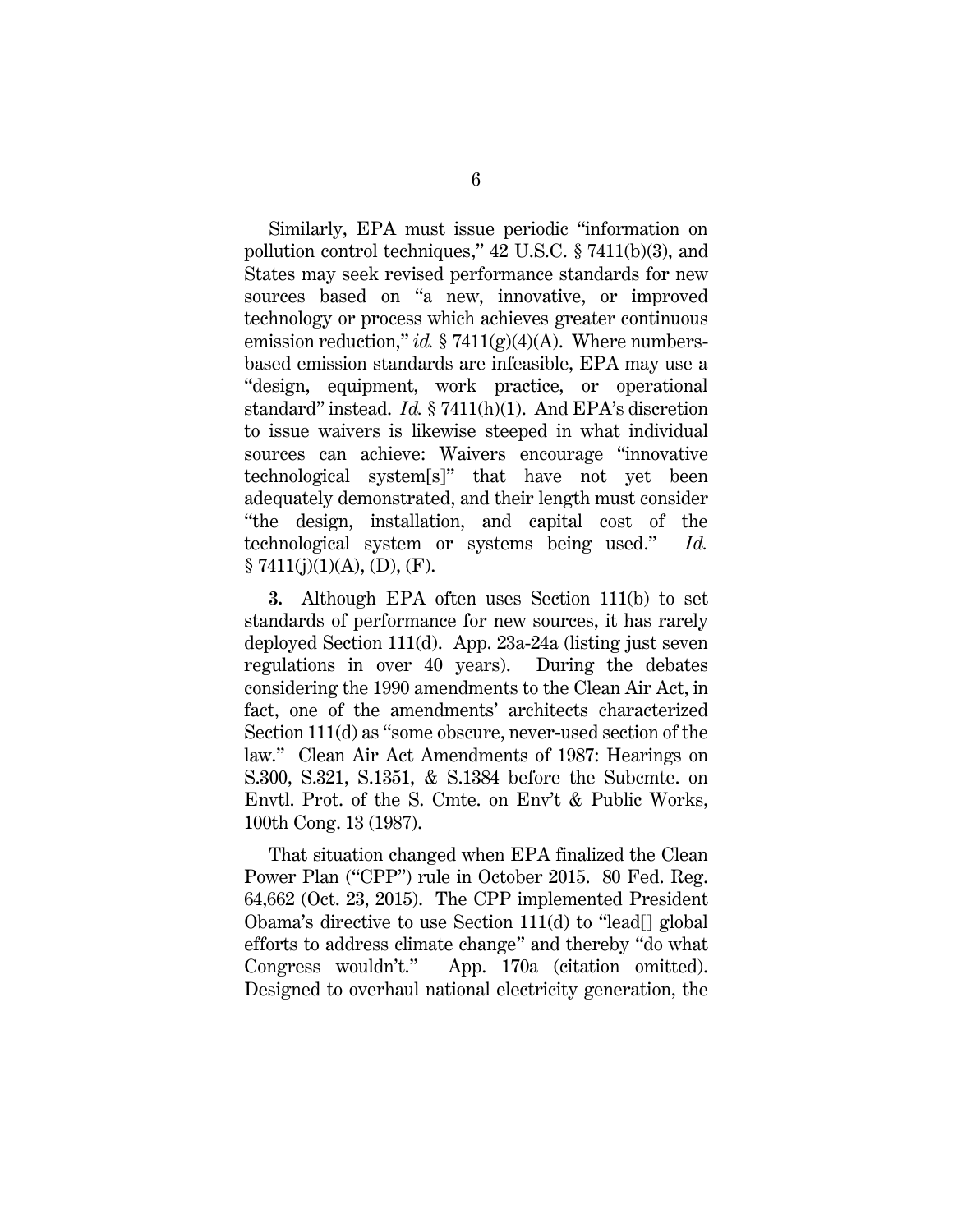Similarly, EPA must issue periodic "information on pollution control techniques," 42 U.S.C. § 7411(b)(3), and States may seek revised performance standards for new sources based on "a new, innovative, or improved technology or process which achieves greater continuous emission reduction," *id.* § 7411(g)(4)(A). Where numbers-based emission standards are infeasible, EPA may use a "design, equipment, work practice, or operational standard" instead. *Id.* § 7411(h)(1). And EPA's discretion to issue waivers is likewise steeped in what individual sources can achieve: Waivers encourage "innovative technological system[s]" that have not yet been adequately demonstrated, and their length must consider "the design, installation, and capital cost of the technological system or systems being used." *Id.* § 7411(j)(1)(A), (D), (F).

**3.** Although EPA often uses Section 111(b) to set standards of performance for new sources, it has rarely deployed Section 111(d). App. 23a-24a (listing just seven regulations in over 40 years). During the debates considering the 1990 amendments to the Clean Air Act, in fact, one of the amendments' architects characterized Section 111(d) as "some obscure, never-used section of the law." Clean Air Act Amendments of 1987: Hearings on S.300, S.321, S.1351, & S.1384 before the Subcmte. on Envtl. Prot. of the S. Cmte. on Env't & Public Works, 100th Cong. 13 (1987).

That situation changed when EPA finalized the Clean Power Plan ("CPP") rule in October 2015. 80 Fed. Reg. 64,662 (Oct. 23, 2015). The CPP implemented President Obama's directive to use Section 111(d) to "lead[] global efforts to address climate change" and thereby "do what Congress wouldn't." App. 170a (citation omitted). Designed to overhaul national electricity generation, the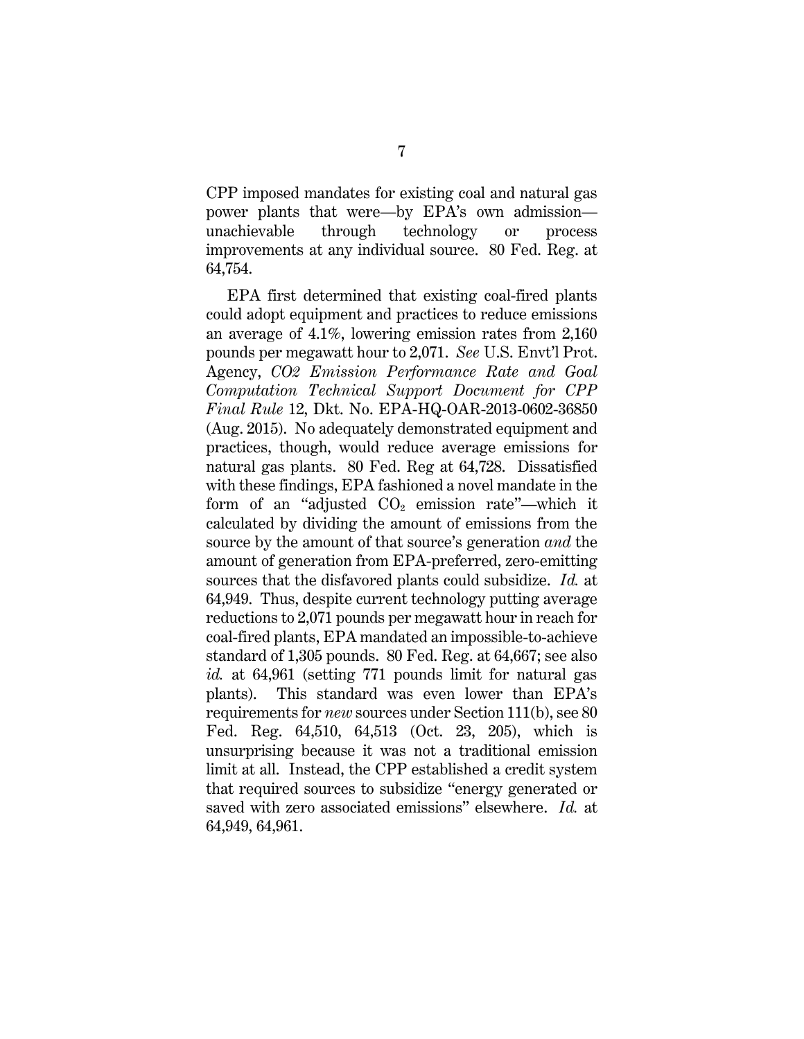CPP imposed mandates for existing coal and natural gas power plants that were—by EPA's own admission—unachievable through technology or process improvements at any individual source. 80 Fed. Reg. at 64,754.

EPA first determined that existing coal-fired plants could adopt equipment and practices to reduce emissions an average of 4.1%, lowering emission rates from 2,160 pounds per megawatt hour to 2,071. *See* U.S. Envt'l Prot. Agency, *CO2 Emission Performance Rate and Goal Computation Technical Support Document for CPP Final Rule* 12, Dkt. No. EPA-HQ-OAR-2013-0602-36850 (Aug. 2015). No adequately demonstrated equipment and practices, though, would reduce average emissions for natural gas plants. 80 Fed. Reg at 64,728. Dissatisfied with these findings, EPA fashioned a novel mandate in the form of an "adjusted $CO_2$ emission rate"—which it calculated by dividing the amount of emissions from the source by the amount of that source's generation *and* the amount of generation from EPA-preferred, zero-emitting sources that the disfavored plants could subsidize. *Id.* at 64,949. Thus, despite current technology putting average reductions to 2,071 pounds per megawatt hour in reach for coal-fired plants, EPA mandated an impossible-to-achieve standard of 1,305 pounds. 80 Fed. Reg. at 64,667; see also *id.* at 64,961 (setting 771 pounds limit for natural gas plants). This standard was even lower than EPA's requirements for *new* sources under Section 111(b), see 80 Fed. Reg. 64,510, 64,513 (Oct. 23, 205), which is unsurprising because it was not a traditional emission limit at all. Instead, the CPP established a credit system that required sources to subsidize "energy generated or saved with zero associated emissions" elsewhere. *Id.* at 64,949, 64,961.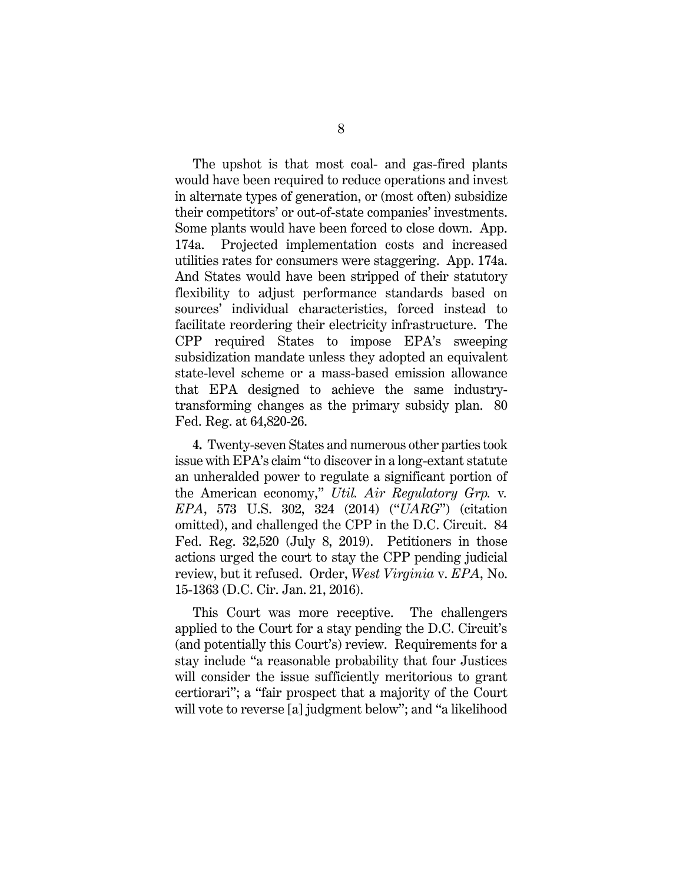The upshot is that most coal- and gas-fired plants would have been required to reduce operations and invest in alternate types of generation, or (most often) subsidize their competitors' or out-of-state companies' investments. Some plants would have been forced to close down. App. 174a. Projected implementation costs and increased utilities rates for consumers were staggering. App. 174a. And States would have been stripped of their statutory flexibility to adjust performance standards based on sources' individual characteristics, forced instead to facilitate reordering their electricity infrastructure. The CPP required States to impose EPA's sweeping subsidization mandate unless they adopted an equivalent state-level scheme or a mass-based emission allowance that EPA designed to achieve the same industry-transforming changes as the primary subsidy plan. 80 Fed. Reg. at 64,820-26.

**4.** Twenty-seven States and numerous other parties took issue with EPA's claim "to discover in a long-extant statute an unheralded power to regulate a significant portion of the American economy," *Util. Air Regulatory Grp.* v. *EPA*, 573 U.S. 302, 324 (2014) ("*UARG*") (citation omitted), and challenged the CPP in the D.C. Circuit. 84 Fed. Reg. 32,520 (July 8, 2019). Petitioners in those actions urged the court to stay the CPP pending judicial review, but it refused. Order, *West Virginia* v. *EPA*, No. 15-1363 (D.C. Cir. Jan. 21, 2016).

This Court was more receptive. The challengers applied to the Court for a stay pending the D.C. Circuit's (and potentially this Court's) review. Requirements for a stay include "a reasonable probability that four Justices will consider the issue sufficiently meritorious to grant certiorari"; a "fair prospect that a majority of the Court will vote to reverse [a] judgment below"; and "a likelihood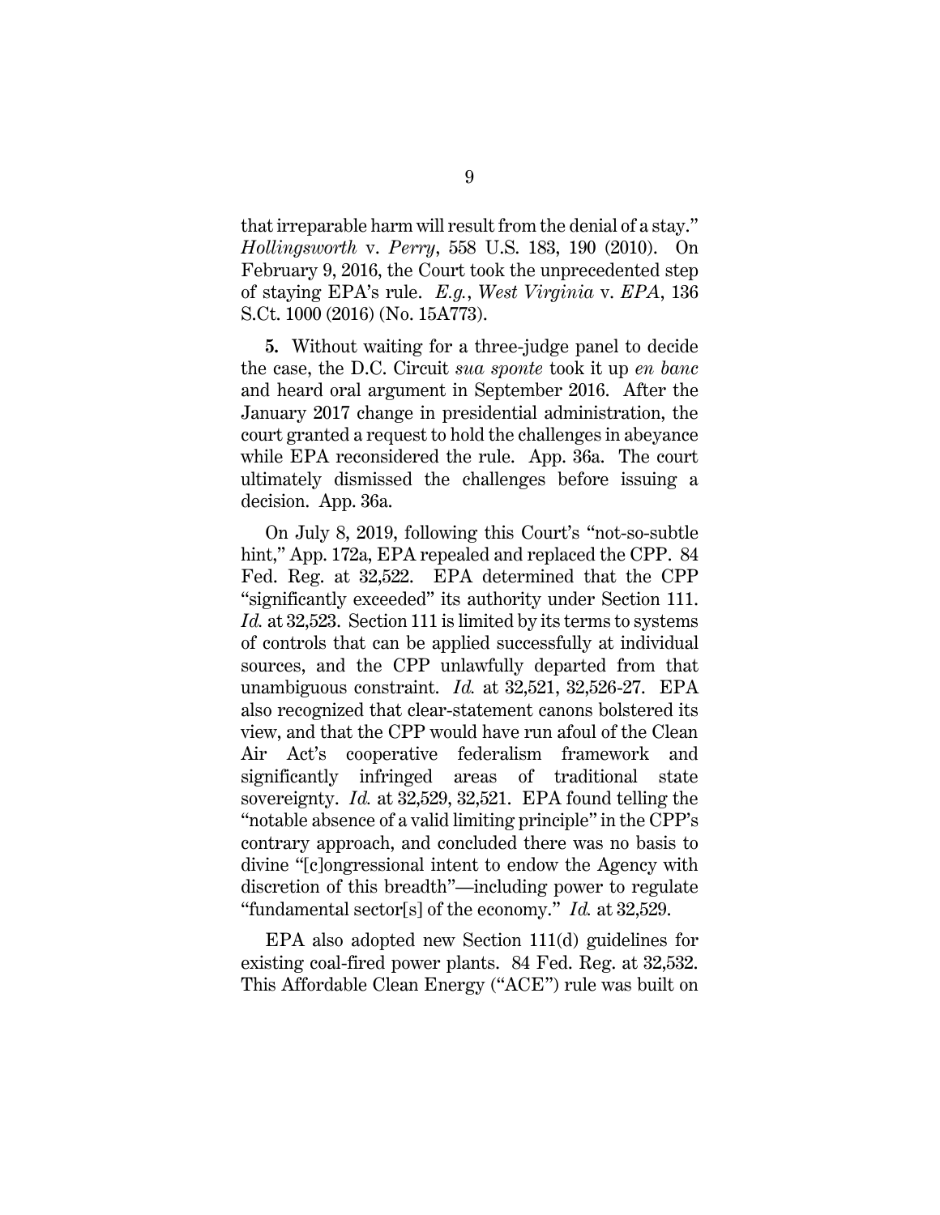that irreparable harm will result from the denial of a stay." *Hollingsworth* v. *Perry*, 558 U.S. 183, 190 (2010). On February 9, 2016, the Court took the unprecedented step of staying EPA's rule. *E.g.*, *West Virginia* v. *EPA*, 136 S.Ct. 1000 (2016) (No. 15A773).

**5.** Without waiting for a three-judge panel to decide the case, the D.C. Circuit *sua sponte* took it up *en banc* and heard oral argument in September 2016. After the January 2017 change in presidential administration, the court granted a request to hold the challenges in abeyance while EPA reconsidered the rule. App. 36a. The court ultimately dismissed the challenges before issuing a decision. App. 36a.

On July 8, 2019, following this Court's "not-so-subtle hint," App. 172a, EPA repealed and replaced the CPP. 84 Fed. Reg. at 32,522. EPA determined that the CPP "significantly exceeded" its authority under Section 111. *Id.* at 32,523. Section 111 is limited by its terms to systems of controls that can be applied successfully at individual sources, and the CPP unlawfully departed from that unambiguous constraint. *Id.* at 32,521, 32,526-27. EPA also recognized that clear-statement canons bolstered its view, and that the CPP would have run afoul of the Clean Air Act's cooperative federalism framework and significantly infringed areas of traditional state sovereignty. *Id.* at 32,529, 32,521. EPA found telling the "notable absence of a valid limiting principle" in the CPP's contrary approach, and concluded there was no basis to divine "[c]ongressional intent to endow the Agency with discretion of this breadth"—including power to regulate "fundamental sector[s] of the economy." *Id.* at 32,529.

EPA also adopted new Section 111(d) guidelines for existing coal-fired power plants. 84 Fed. Reg. at 32,532. This Affordable Clean Energy ("ACE") rule was built on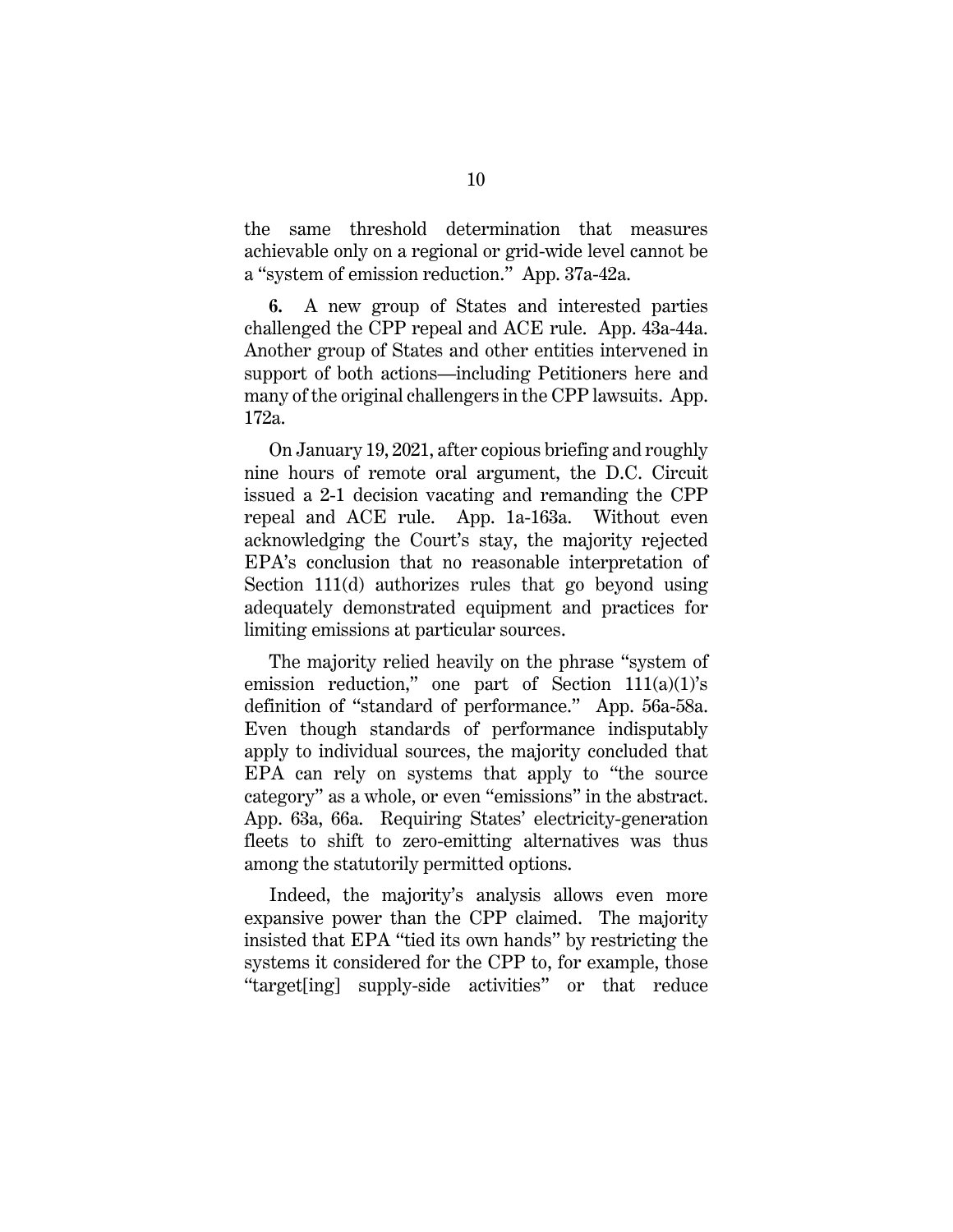the same threshold determination that measures achievable only on a regional or grid-wide level cannot be a "system of emission reduction." App. 37a-42a.

**6.** A new group of States and interested parties challenged the CPP repeal and ACE rule. App. 43a-44a. Another group of States and other entities intervened in support of both actions—including Petitioners here and many of the original challengers in the CPP lawsuits. App. 172a.

On January 19, 2021, after copious briefing and roughly nine hours of remote oral argument, the D.C. Circuit issued a 2-1 decision vacating and remanding the CPP repeal and ACE rule. App. 1a-163a. Without even acknowledging the Court's stay, the majority rejected EPA's conclusion that no reasonable interpretation of Section 111(d) authorizes rules that go beyond using adequately demonstrated equipment and practices for limiting emissions at particular sources.

The majority relied heavily on the phrase "system of emission reduction," one part of Section 111(a)(1)'s definition of "standard of performance." App. 56a-58a. Even though standards of performance indisputably apply to individual sources, the majority concluded that EPA can rely on systems that apply to "the source category" as a whole, or even "emissions" in the abstract. App. 63a, 66a. Requiring States' electricity-generation fleets to shift to zero-emitting alternatives was thus among the statutorily permitted options.

Indeed, the majority's analysis allows even more expansive power than the CPP claimed. The majority insisted that EPA "tied its own hands" by restricting the systems it considered for the CPP to, for example, those "target[ing] supply-side activities" or that reduce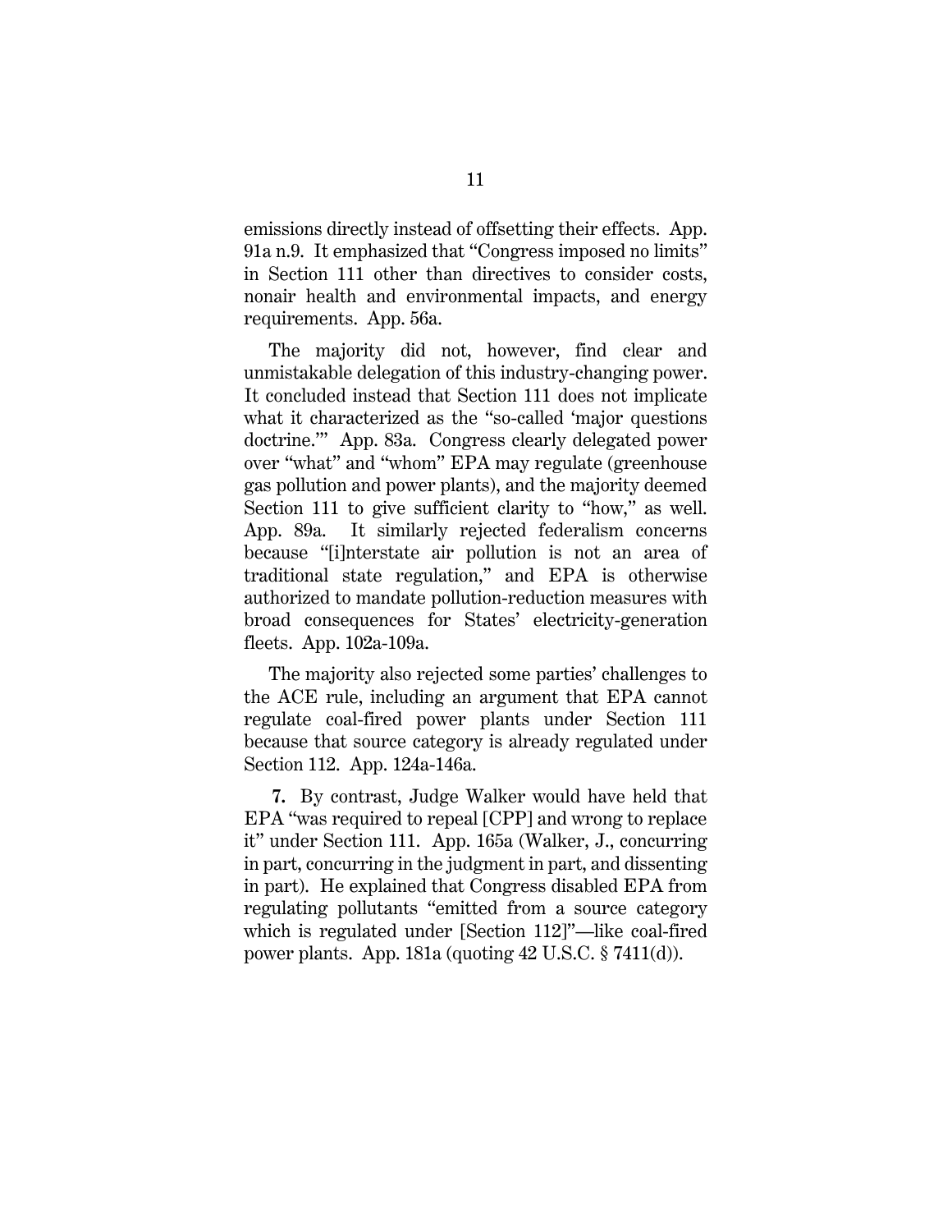emissions directly instead of offsetting their effects. App. 91a n.9. It emphasized that "Congress imposed no limits" in Section 111 other than directives to consider costs, nonair health and environmental impacts, and energy requirements. App. 56a.

The majority did not, however, find clear and unmistakable delegation of this industry-changing power. It concluded instead that Section 111 does not implicate what it characterized as the "so-called 'major questions doctrine.'" App. 83a. Congress clearly delegated power over "what" and "whom" EPA may regulate (greenhouse gas pollution and power plants), and the majority deemed Section 111 to give sufficient clarity to "how," as well. App. 89a. It similarly rejected federalism concerns because "[i]nterstate air pollution is not an area of traditional state regulation," and EPA is otherwise authorized to mandate pollution-reduction measures with broad consequences for States' electricity-generation fleets. App. 102a-109a.

The majority also rejected some parties' challenges to the ACE rule, including an argument that EPA cannot regulate coal-fired power plants under Section 111 because that source category is already regulated under Section 112. App. 124a-146a.

**7.** By contrast, Judge Walker would have held that EPA "was required to repeal [CPP] and wrong to replace it" under Section 111. App. 165a (Walker, J., concurring in part, concurring in the judgment in part, and dissenting in part). He explained that Congress disabled EPA from regulating pollutants "emitted from a source category which is regulated under [Section 112]"—like coal-fired power plants. App. 181a (quoting 42 U.S.C. § 7411(d)).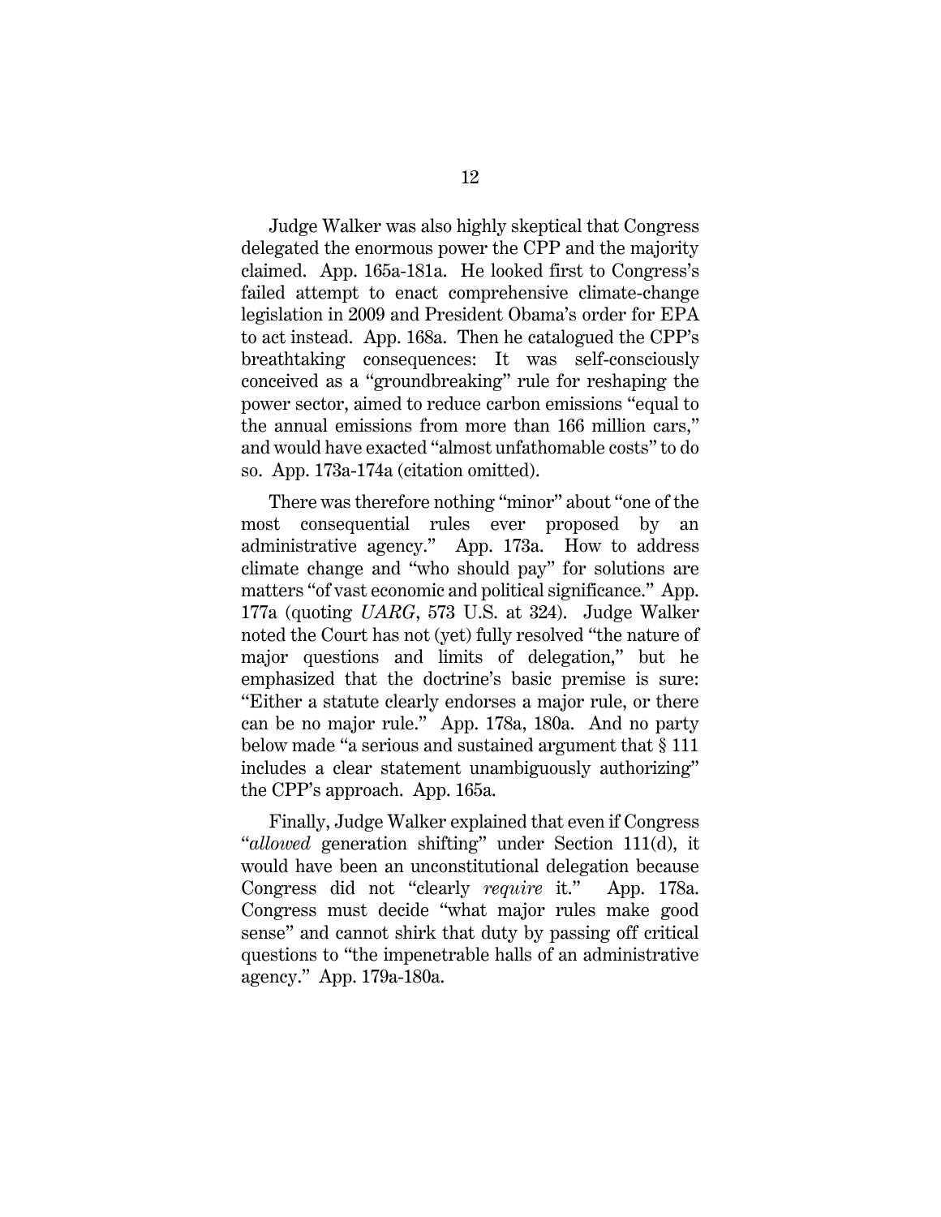Judge Walker was also highly skeptical that Congress delegated the enormous power the CPP and the majority claimed. App. 165a-181a. He looked first to Congress's failed attempt to enact comprehensive climate-change legislation in 2009 and President Obama's order for EPA to act instead. App. 168a. Then he catalogued the CPP's breathtaking consequences: It was self-consciously conceived as a "groundbreaking" rule for reshaping the power sector, aimed to reduce carbon emissions "equal to the annual emissions from more than 166 million cars," and would have exacted "almost unfathomable costs" to do so. App. 173a-174a (citation omitted).

There was therefore nothing "minor" about "one of the most consequential rules ever proposed by an administrative agency." App. 173a. How to address climate change and "who should pay" for solutions are matters "of vast economic and political significance." App. 177a (quoting *UARG*, 573 U.S. at 324). Judge Walker noted the Court has not (yet) fully resolved "the nature of major questions and limits of delegation," but he emphasized that the doctrine's basic premise is sure: "Either a statute clearly endorses a major rule, or there can be no major rule." App. 178a, 180a. And no party below made "a serious and sustained argument that § 111 includes a clear statement unambiguously authorizing" the CPP's approach. App. 165a.

Finally, Judge Walker explained that even if Congress "*allowed* generation shifting" under Section 111(d), it would have been an unconstitutional delegation because Congress did not "clearly *require* it." App. 178a. Congress must decide "what major rules make good sense" and cannot shirk that duty by passing off critical questions to "the impenetrable halls of an administrative agency." App. 179a-180a.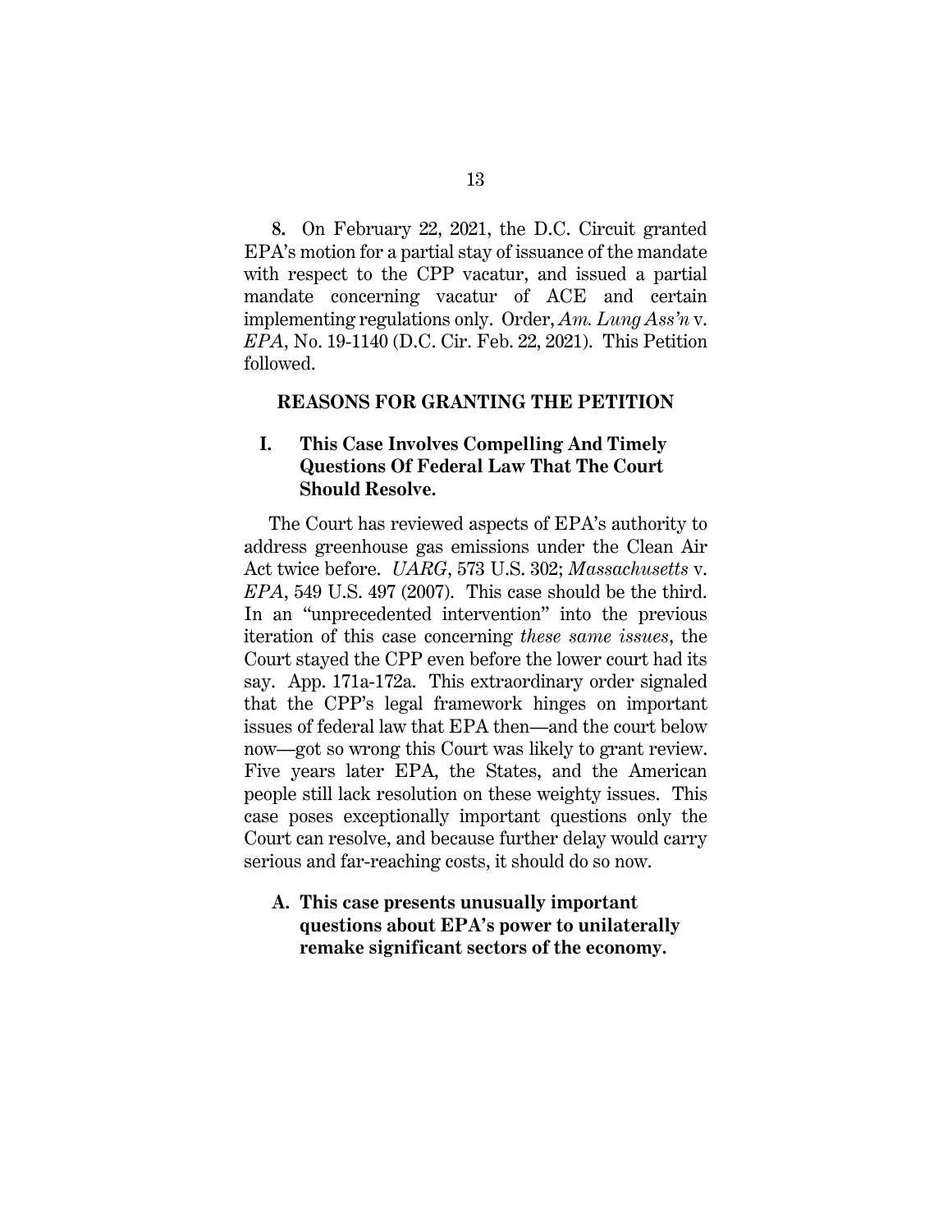8. On February 22, 2021, the D.C. Circuit granted EPA's motion for a partial stay of issuance of the mandate with respect to the CPP vacatur, and issued a partial mandate concerning vacatur of ACE and certain implementing regulations only. Order, *Am. Lung Ass'n* v. *EPA*, No. 19-1140 (D.C. Cir. Feb. 22, 2021). This Petition followed.

## REASONS FOR GRANTING THE PETITION

### I. This Case Involves Compelling And Timely Questions Of Federal Law That The Court Should Resolve.

The Court has reviewed aspects of EPA's authority to address greenhouse gas emissions under the Clean Air Act twice before. *UARG*, 573 U.S. 302; *Massachusetts* v. *EPA*, 549 U.S. 497 (2007). This case should be the third. In an "unprecedented intervention" into the previous iteration of this case concerning *these same issues*, the Court stayed the CPP even before the lower court had its say. App. 171a-172a. This extraordinary order signaled that the CPP's legal framework hinges on important issues of federal law that EPA then—and the court below now—got so wrong this Court was likely to grant review. Five years later EPA, the States, and the American people still lack resolution on these weighty issues. This case poses exceptionally important questions only the Court can resolve, and because further delay would carry serious and far-reaching costs, it should do so now.

#### A. This case presents unusually important questions about EPA's power to unilaterally remake significant sectors of the economy.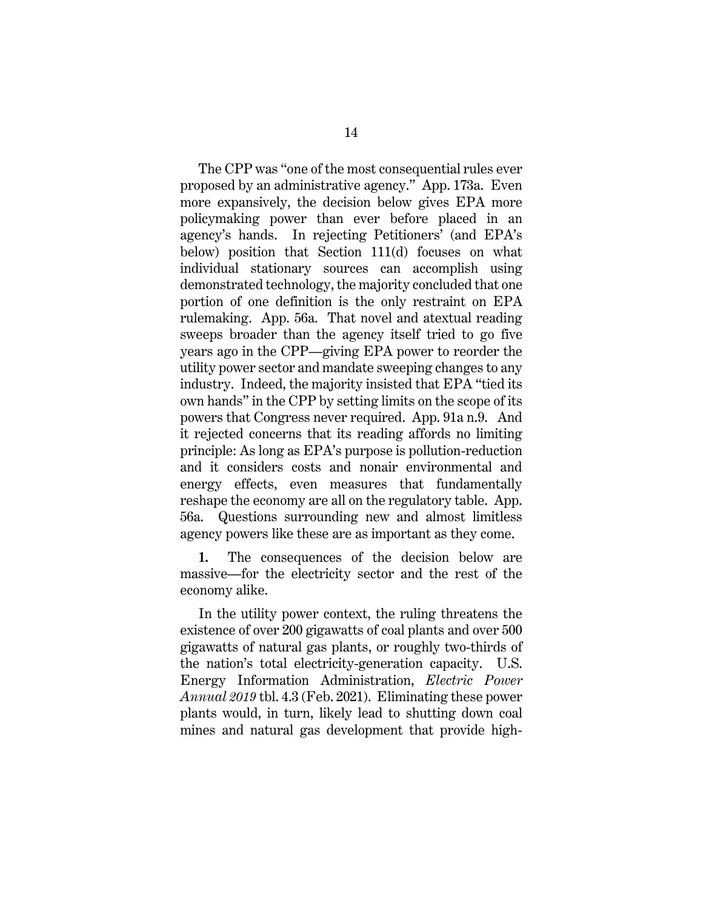The CPP was "one of the most consequential rules ever proposed by an administrative agency." App. 173a. Even more expansively, the decision below gives EPA more policymaking power than ever before placed in an agency's hands. In rejecting Petitioners' (and EPA's below) position that Section 111(d) focuses on what individual stationary sources can accomplish using demonstrated technology, the majority concluded that one portion of one definition is the only restraint on EPA rulemaking. App. 56a. That novel and atextual reading sweeps broader than the agency itself tried to go five years ago in the CPP—giving EPA power to reorder the utility power sector and mandate sweeping changes to any industry. Indeed, the majority insisted that EPA "tied its own hands" in the CPP by setting limits on the scope of its powers that Congress never required. App. 91a n.9. And it rejected concerns that its reading affords no limiting principle: As long as EPA's purpose is pollution-reduction and it considers costs and nonair environmental and energy effects, even measures that fundamentally reshape the economy are all on the regulatory table. App. 56a. Questions surrounding new and almost limitless agency powers like these are as important as they come.

**1.** The consequences of the decision below are massive—for the electricity sector and the rest of the economy alike.

In the utility power context, the ruling threatens the existence of over 200 gigawatts of coal plants and over 500 gigawatts of natural gas plants, or roughly two-thirds of the nation's total electricity-generation capacity. U.S. Energy Information Administration, *Electric Power Annual 2019* tbl. 4.3 (Feb. 2021). Eliminating these power plants would, in turn, likely lead to shutting down coal mines and natural gas development that provide high-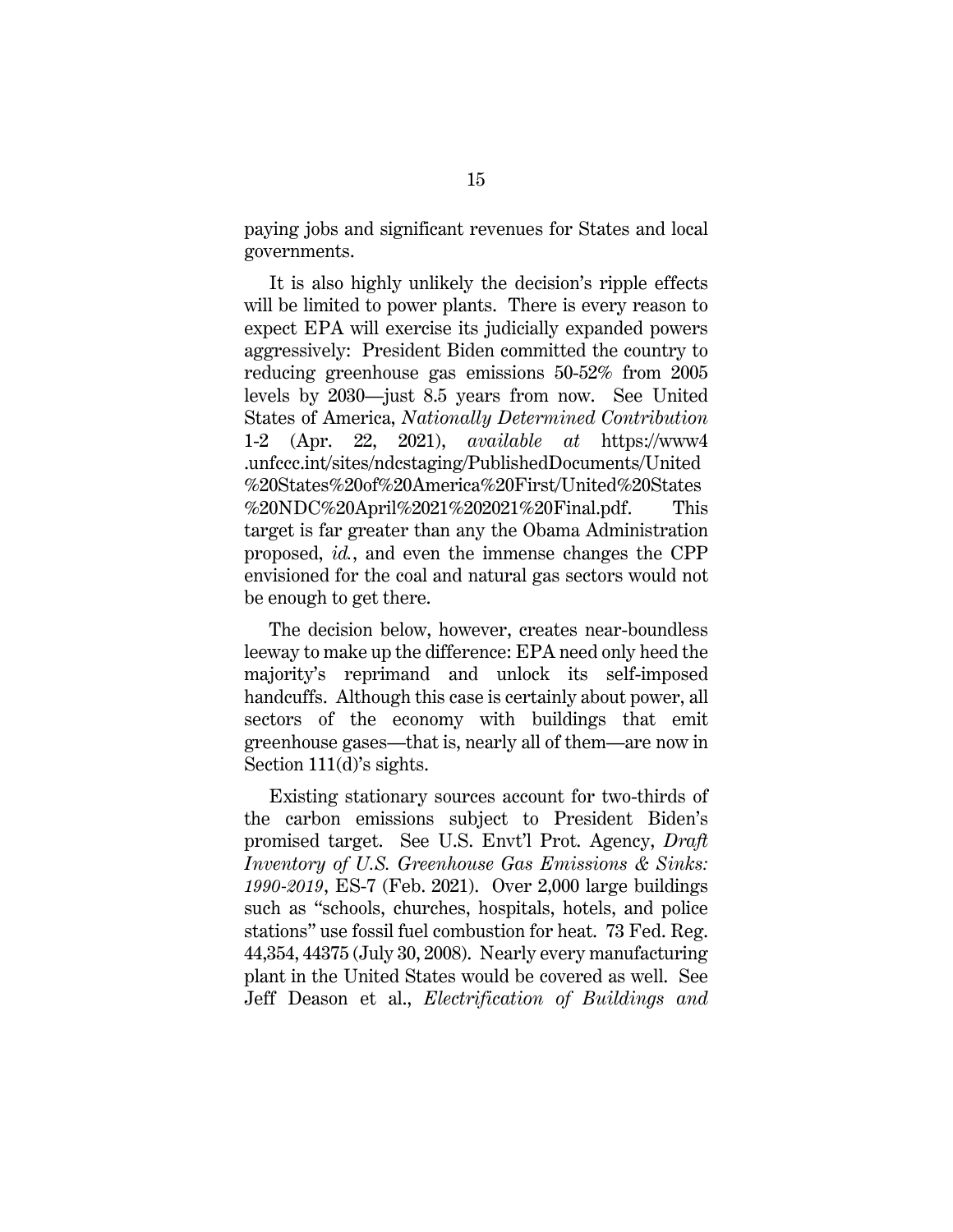paying jobs and significant revenues for States and local governments.

It is also highly unlikely the decision's ripple effects will be limited to power plants. There is every reason to expect EPA will exercise its judicially expanded powers aggressively: President Biden committed the country to reducing greenhouse gas emissions 50-52% from 2005 levels by 2030—just 8.5 years from now. See United States of America, *Nationally Determined Contribution* 1-2 (Apr. 22, 2021), *available at* https://www4.unfccc.int/sites/ndcstaging/PublishedDocuments/United%20States%20of%20America%20First/United%20States%20NDC%20April%2021%202021%20Final.pdf. This target is far greater than any the Obama Administration proposed, *id.*, and even the immense changes the CPP envisioned for the coal and natural gas sectors would not be enough to get there.

The decision below, however, creates near-boundless leeway to make up the difference: EPA need only heed the majority's reprimand and unlock its self-imposed handcuffs. Although this case is certainly about power, all sectors of the economy with buildings that emit greenhouse gases—that is, nearly all of them—are now in Section 111(d)'s sights.

Existing stationary sources account for two-thirds of the carbon emissions subject to President Biden's promised target. See U.S. Envt'l Prot. Agency, *Draft Inventory of U.S. Greenhouse Gas Emissions & Sinks: 1990-2019*, ES-7 (Feb. 2021). Over 2,000 large buildings such as "schools, churches, hospitals, hotels, and police stations" use fossil fuel combustion for heat. 73 Fed. Reg. 44,354, 44375 (July 30, 2008). Nearly every manufacturing plant in the United States would be covered as well. See Jeff Deason et al., *Electrification of Buildings and*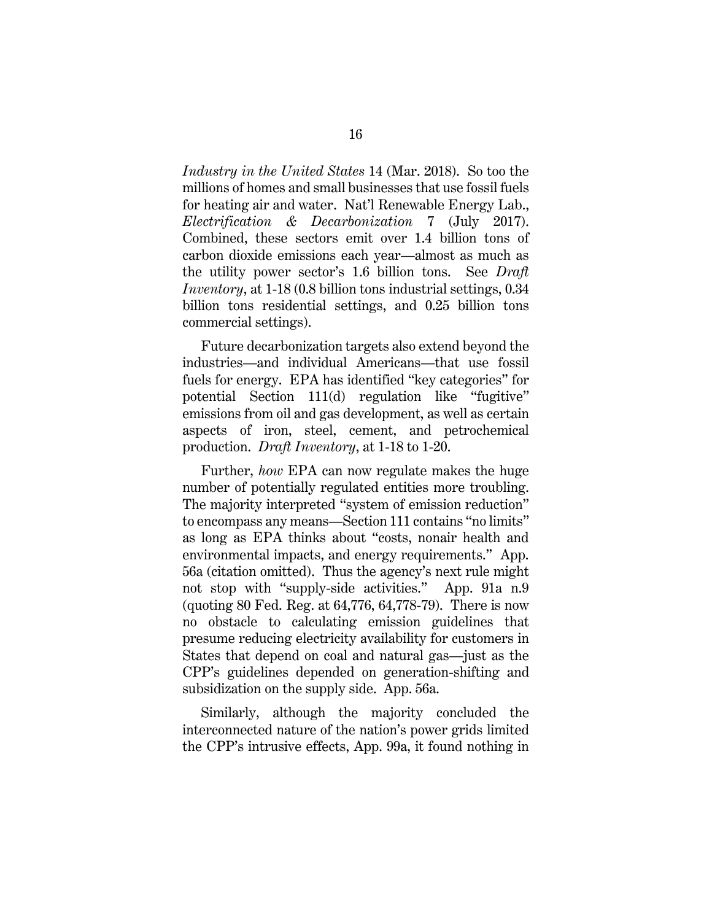*Industry in the United States* 14 (Mar. 2018). So too the millions of homes and small businesses that use fossil fuels for heating air and water. Nat'l Renewable Energy Lab., *Electrification & Decarbonization* 7 (July 2017). Combined, these sectors emit over 1.4 billion tons of carbon dioxide emissions each year—almost as much as the utility power sector's 1.6 billion tons. See *Draft Inventory*, at 1-18 (0.8 billion tons industrial settings, 0.34 billion tons residential settings, and 0.25 billion tons commercial settings).

Future decarbonization targets also extend beyond the industries—and individual Americans—that use fossil fuels for energy. EPA has identified "key categories" for potential Section 111(d) regulation like "fugitive" emissions from oil and gas development, as well as certain aspects of iron, steel, cement, and petrochemical production. *Draft Inventory*, at 1-18 to 1-20.

Further, *how* EPA can now regulate makes the huge number of potentially regulated entities more troubling. The majority interpreted "system of emission reduction" to encompass any means—Section 111 contains "no limits" as long as EPA thinks about "costs, nonair health and environmental impacts, and energy requirements." App. 56a (citation omitted). Thus the agency's next rule might not stop with "supply-side activities." App. 91a n.9 (quoting 80 Fed. Reg. at 64,776, 64,778-79). There is now no obstacle to calculating emission guidelines that presume reducing electricity availability for customers in States that depend on coal and natural gas—just as the CPP's guidelines depended on generation-shifting and subsidization on the supply side. App. 56a.

Similarly, although the majority concluded the interconnected nature of the nation's power grids limited the CPP's intrusive effects, App. 99a, it found nothing in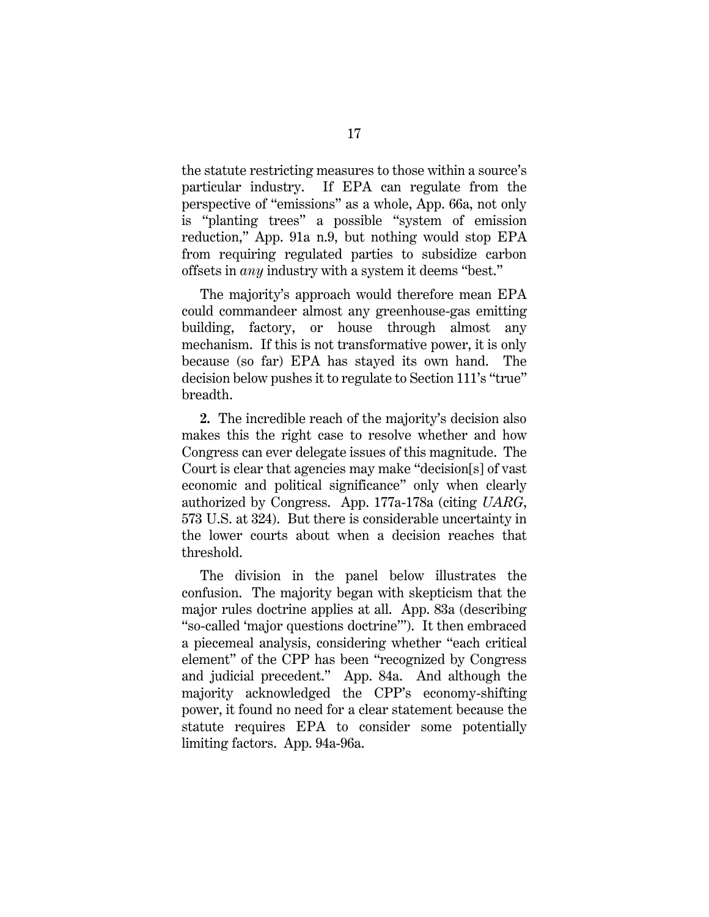the statute restricting measures to those within a source's particular industry. If EPA can regulate from the perspective of "emissions" as a whole, App. 66a, not only is "planting trees" a possible "system of emission reduction," App. 91a n.9, but nothing would stop EPA from requiring regulated parties to subsidize carbon offsets in *any* industry with a system it deems "best."

The majority's approach would therefore mean EPA could commandeer almost any greenhouse-gas emitting building, factory, or house through almost any mechanism. If this is not transformative power, it is only because (so far) EPA has stayed its own hand. The decision below pushes it to regulate to Section 111's "true" breadth.

**2.** The incredible reach of the majority's decision also makes this the right case to resolve whether and how Congress can ever delegate issues of this magnitude. The Court is clear that agencies may make "decision[s] of vast economic and political significance" only when clearly authorized by Congress. App. 177a-178a (citing *UARG*, 573 U.S. at 324). But there is considerable uncertainty in the lower courts about when a decision reaches that threshold.

The division in the panel below illustrates the confusion. The majority began with skepticism that the major rules doctrine applies at all. App. 83a (describing "so-called 'major questions doctrine'"). It then embraced a piecemeal analysis, considering whether "each critical element" of the CPP has been "recognized by Congress and judicial precedent." App. 84a. And although the majority acknowledged the CPP's economy-shifting power, it found no need for a clear statement because the statute requires EPA to consider some potentially limiting factors. App. 94a-96a.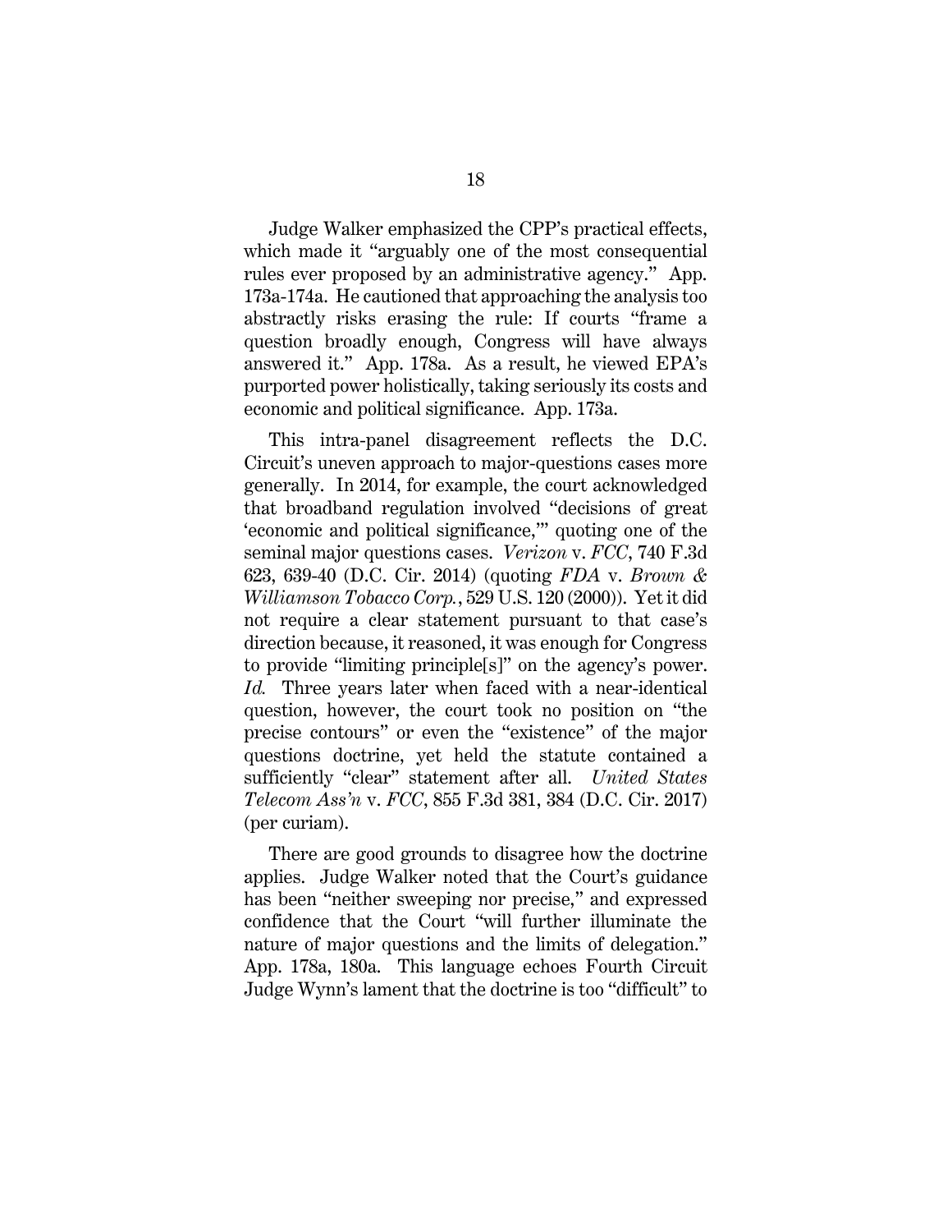Judge Walker emphasized the CPP's practical effects, which made it "arguably one of the most consequential rules ever proposed by an administrative agency." App. 173a-174a. He cautioned that approaching the analysis too abstractly risks erasing the rule: If courts "frame a question broadly enough, Congress will have always answered it." App. 178a. As a result, he viewed EPA's purported power holistically, taking seriously its costs and economic and political significance. App. 173a.

This intra-panel disagreement reflects the D.C. Circuit's uneven approach to major-questions cases more generally. In 2014, for example, the court acknowledged that broadband regulation involved "decisions of great 'economic and political significance,'" quoting one of the seminal major questions cases. *Verizon* v. *FCC*, 740 F.3d 623, 639-40 (D.C. Cir. 2014) (quoting *FDA* v. *Brown & Williamson Tobacco Corp.*, 529 U.S. 120 (2000)). Yet it did not require a clear statement pursuant to that case's direction because, it reasoned, it was enough for Congress to provide "limiting principle[s]" on the agency's power. *Id.* Three years later when faced with a near-identical question, however, the court took no position on "the precise contours" or even the "existence" of the major questions doctrine, yet held the statute contained a sufficiently "clear" statement after all. *United States Telecom Ass'n* v. *FCC*, 855 F.3d 381, 384 (D.C. Cir. 2017) (per curiam).

There are good grounds to disagree how the doctrine applies. Judge Walker noted that the Court's guidance has been "neither sweeping nor precise," and expressed confidence that the Court "will further illuminate the nature of major questions and the limits of delegation." App. 178a, 180a. This language echoes Fourth Circuit Judge Wynn's lament that the doctrine is too "difficult" to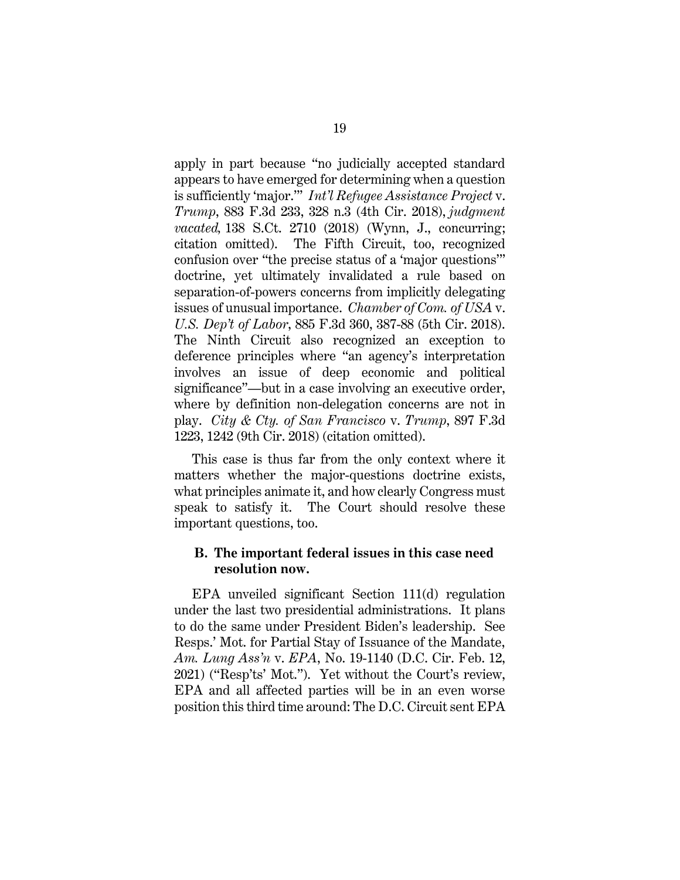apply in part because "no judicially accepted standard appears to have emerged for determining when a question is sufficiently 'major.'" *Int'l Refugee Assistance Project* v. *Trump*, 883 F.3d 233, 328 n.3 (4th Cir. 2018), *judgment vacated*, 138 S.Ct. 2710 (2018) (Wynn, J., concurring; citation omitted). The Fifth Circuit, too, recognized confusion over "the precise status of a 'major questions'" doctrine, yet ultimately invalidated a rule based on separation-of-powers concerns from implicitly delegating issues of unusual importance. *Chamber of Com. of USA* v. *U.S. Dep't of Labor*, 885 F.3d 360, 387-88 (5th Cir. 2018). The Ninth Circuit also recognized an exception to deference principles where "an agency's interpretation involves an issue of deep economic and political significance"—but in a case involving an executive order, where by definition non-delegation concerns are not in play. *City & Cty. of San Francisco* v. *Trump*, 897 F.3d 1223, 1242 (9th Cir. 2018) (citation omitted).

This case is thus far from the only context where it matters whether the major-questions doctrine exists, what principles animate it, and how clearly Congress must speak to satisfy it. The Court should resolve these important questions, too.

### B. The important federal issues in this case need resolution now.

EPA unveiled significant Section 111(d) regulation under the last two presidential administrations. It plans to do the same under President Biden's leadership. See Resps.' Mot. for Partial Stay of Issuance of the Mandate, *Am. Lung Ass'n* v. *EPA*, No. 19-1140 (D.C. Cir. Feb. 12, 2021) ("Resp'ts' Mot."). Yet without the Court's review, EPA and all affected parties will be in an even worse position this third time around: The D.C. Circuit sent EPA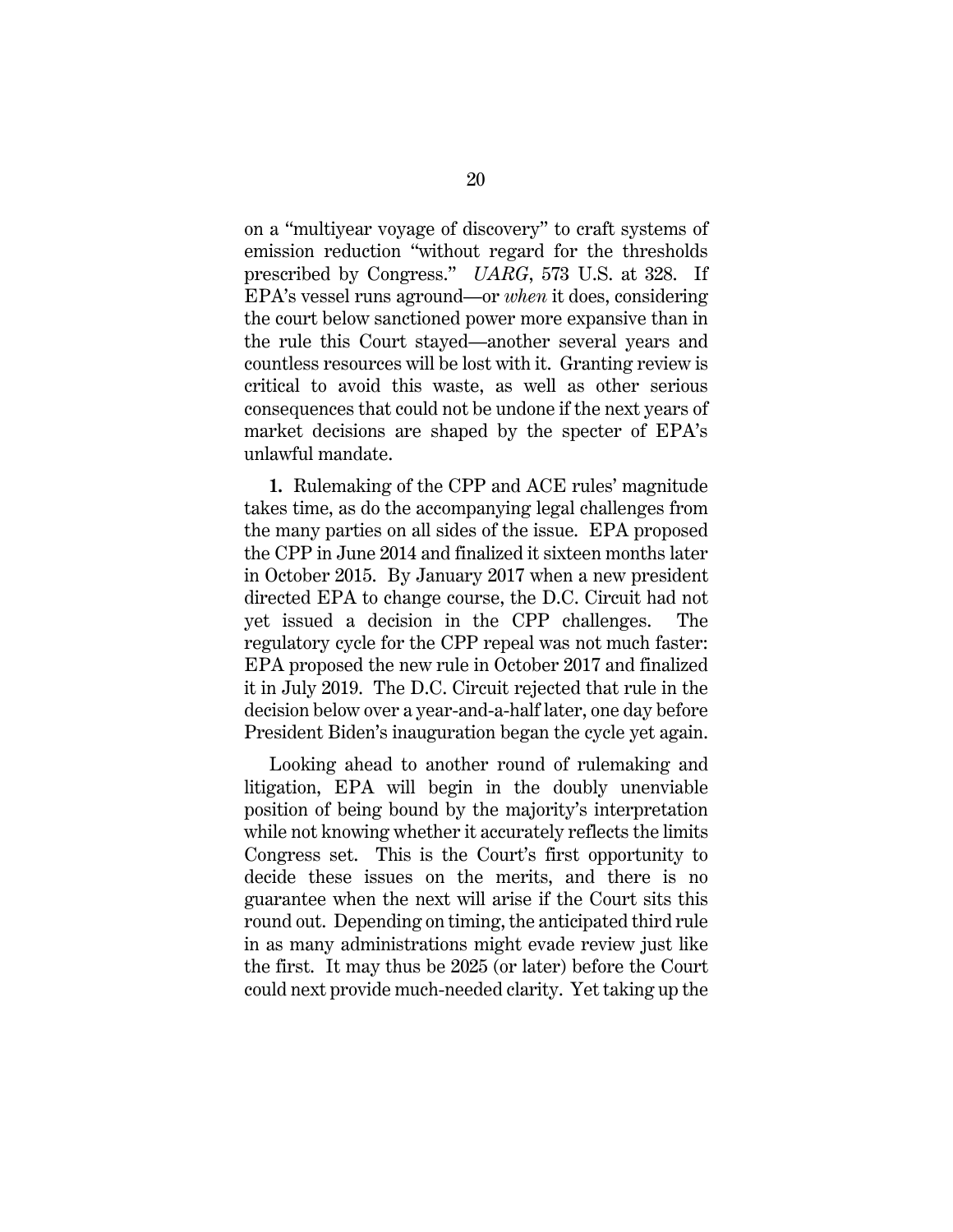on a "multiyear voyage of discovery" to craft systems of emission reduction "without regard for the thresholds prescribed by Congress." *UARG*, 573 U.S. at 328. If EPA's vessel runs aground—or *when* it does, considering the court below sanctioned power more expansive than in the rule this Court stayed—another several years and countless resources will be lost with it. Granting review is critical to avoid this waste, as well as other serious consequences that could not be undone if the next years of market decisions are shaped by the specter of EPA's unlawful mandate.

**1.** Rulemaking of the CPP and ACE rules' magnitude takes time, as do the accompanying legal challenges from the many parties on all sides of the issue. EPA proposed the CPP in June 2014 and finalized it sixteen months later in October 2015. By January 2017 when a new president directed EPA to change course, the D.C. Circuit had not yet issued a decision in the CPP challenges. The regulatory cycle for the CPP repeal was not much faster: EPA proposed the new rule in October 2017 and finalized it in July 2019. The D.C. Circuit rejected that rule in the decision below over a year-and-a-half later, one day before President Biden's inauguration began the cycle yet again.

Looking ahead to another round of rulemaking and litigation, EPA will begin in the doubly unenviable position of being bound by the majority's interpretation while not knowing whether it accurately reflects the limits Congress set. This is the Court's first opportunity to decide these issues on the merits, and there is no guarantee when the next will arise if the Court sits this round out. Depending on timing, the anticipated third rule in as many administrations might evade review just like the first. It may thus be 2025 (or later) before the Court could next provide much-needed clarity. Yet taking up the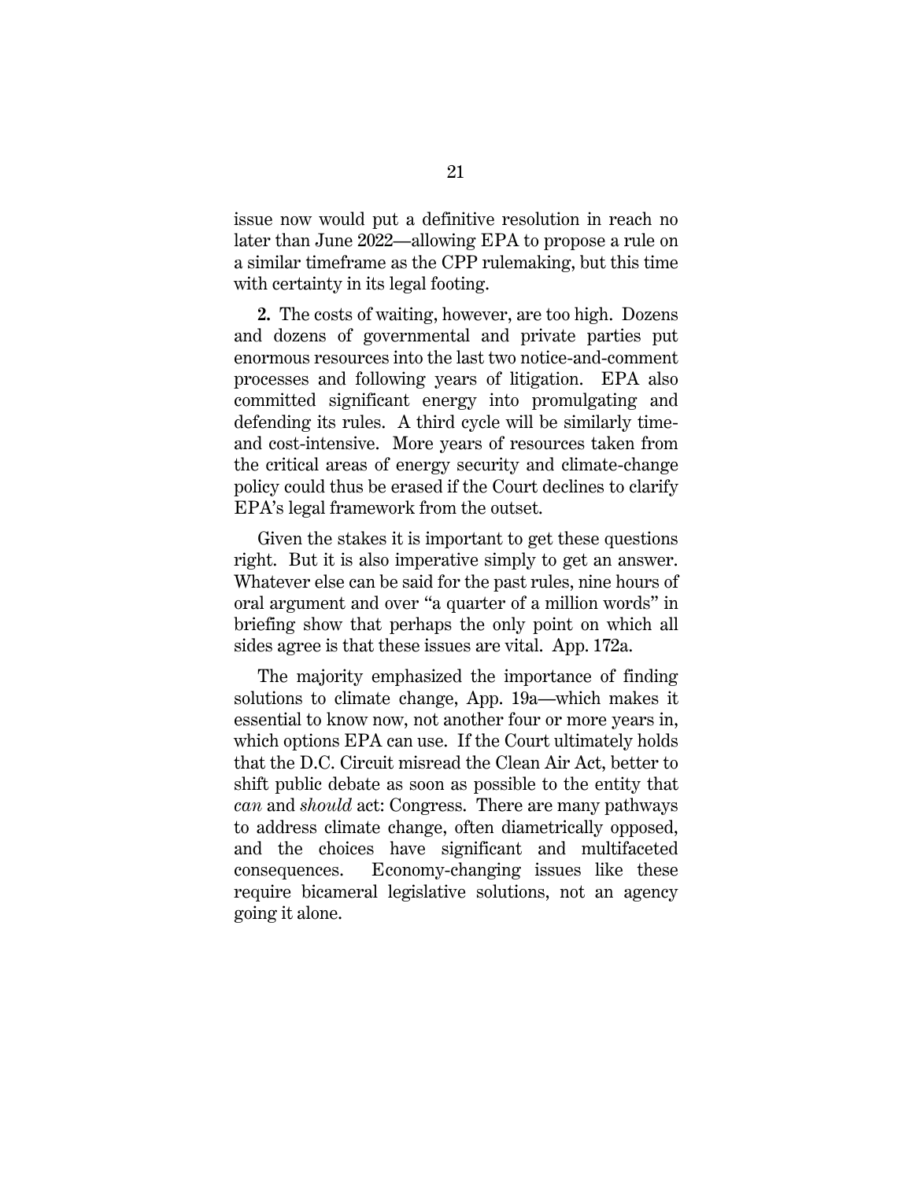issue now would put a definitive resolution in reach no later than June 2022—allowing EPA to propose a rule on a similar timeframe as the CPP rulemaking, but this time with certainty in its legal footing.

**2.** The costs of waiting, however, are too high. Dozens and dozens of governmental and private parties put enormous resources into the last two notice-and-comment processes and following years of litigation. EPA also committed significant energy into promulgating and defending its rules. A third cycle will be similarly time- and cost-intensive. More years of resources taken from the critical areas of energy security and climate-change policy could thus be erased if the Court declines to clarify EPA's legal framework from the outset.

Given the stakes it is important to get these questions right. But it is also imperative simply to get an answer. Whatever else can be said for the past rules, nine hours of oral argument and over "a quarter of a million words" in briefing show that perhaps the only point on which all sides agree is that these issues are vital. App. 172a.

The majority emphasized the importance of finding solutions to climate change, App. 19a—which makes it essential to know now, not another four or more years in, which options EPA can use. If the Court ultimately holds that the D.C. Circuit misread the Clean Air Act, better to shift public debate as soon as possible to the entity that *can* and *should* act: Congress. There are many pathways to address climate change, often diametrically opposed, and the choices have significant and multifaceted consequences. Economy-changing issues like these require bicameral legislative solutions, not an agency going it alone.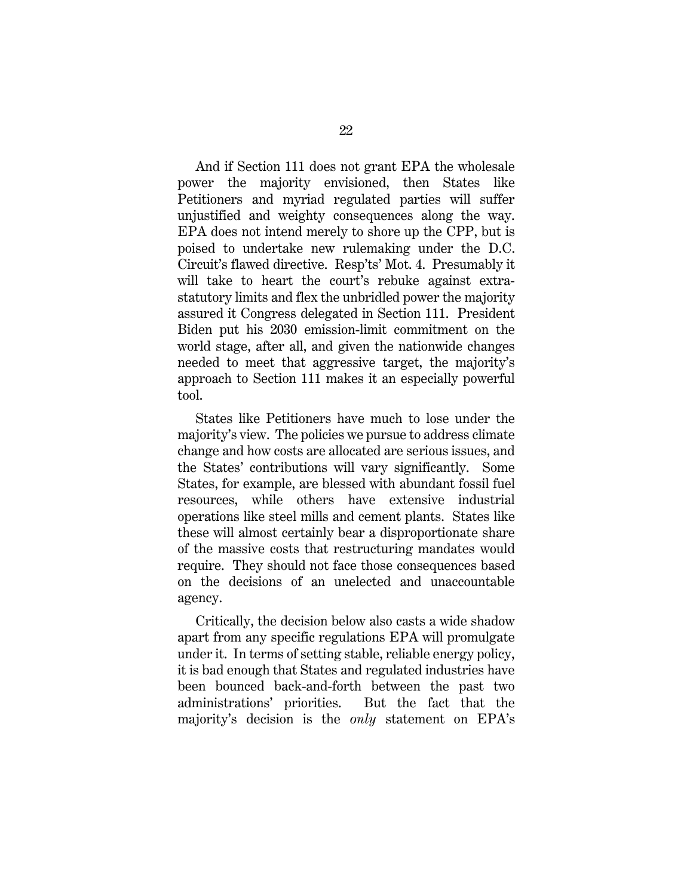And if Section 111 does not grant EPA the wholesale power the majority envisioned, then States like Petitioners and myriad regulated parties will suffer unjustified and weighty consequences along the way. EPA does not intend merely to shore up the CPP, but is poised to undertake new rulemaking under the D.C. Circuit's flawed directive. Resp'ts' Mot. 4. Presumably it will take to heart the court's rebuke against extra-statutory limits and flex the unbridled power the majority assured it Congress delegated in Section 111. President Biden put his 2030 emission-limit commitment on the world stage, after all, and given the nationwide changes needed to meet that aggressive target, the majority's approach to Section 111 makes it an especially powerful tool.

States like Petitioners have much to lose under the majority's view. The policies we pursue to address climate change and how costs are allocated are serious issues, and the States' contributions will vary significantly. Some States, for example, are blessed with abundant fossil fuel resources, while others have extensive industrial operations like steel mills and cement plants. States like these will almost certainly bear a disproportionate share of the massive costs that restructuring mandates would require. They should not face those consequences based on the decisions of an unelected and unaccountable agency.

Critically, the decision below also casts a wide shadow apart from any specific regulations EPA will promulgate under it. In terms of setting stable, reliable energy policy, it is bad enough that States and regulated industries have been bounced back-and-forth between the past two administrations' priorities. But the fact that the majority's decision is the *only* statement on EPA's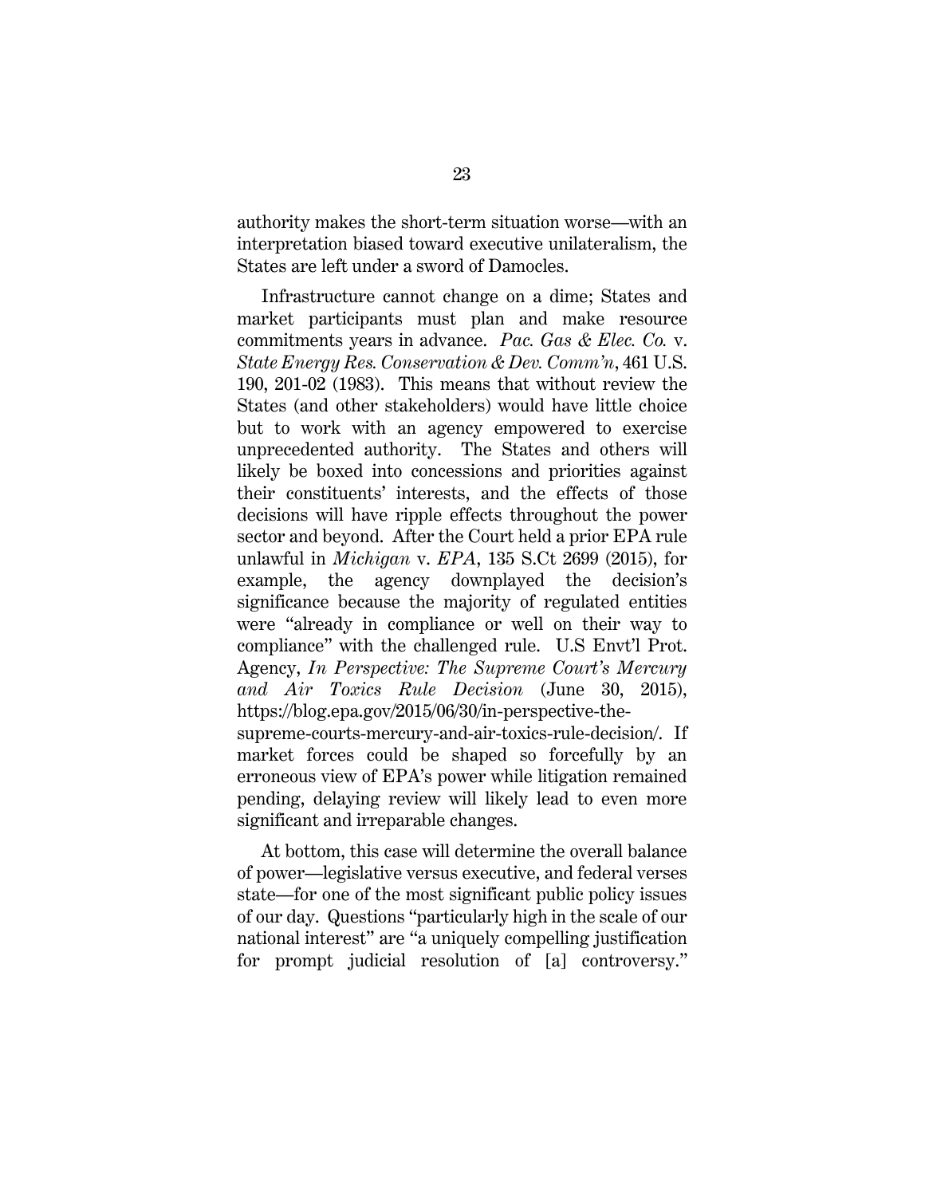authority makes the short-term situation worse—with an interpretation biased toward executive unilateralism, the States are left under a sword of Damocles.

Infrastructure cannot change on a dime; States and market participants must plan and make resource commitments years in advance. *Pac. Gas & Elec. Co.* v. *State Energy Res. Conservation & Dev. Comm'n*, 461 U.S. 190, 201-02 (1983). This means that without review the States (and other stakeholders) would have little choice but to work with an agency empowered to exercise unprecedented authority. The States and others will likely be boxed into concessions and priorities against their constituents' interests, and the effects of those decisions will have ripple effects throughout the power sector and beyond. After the Court held a prior EPA rule unlawful in *Michigan* v. *EPA*, 135 S.Ct 2699 (2015), for example, the agency downplayed the decision's significance because the majority of regulated entities were "already in compliance or well on their way to compliance" with the challenged rule. U.S Envt'l Prot. Agency, *In Perspective: The Supreme Court's Mercury and Air Toxics Rule Decision* (June 30, 2015), https://blog.epa.gov/2015/06/30/in-perspective-the-supreme-courts-mercury-and-air-toxics-rule-decision/. If market forces could be shaped so forcefully by an erroneous view of EPA's power while litigation remained pending, delaying review will likely lead to even more significant and irreparable changes.

At bottom, this case will determine the overall balance of power—legislative versus executive, and federal verses state—for one of the most significant public policy issues of our day. Questions "particularly high in the scale of our national interest" are "a uniquely compelling justification for prompt judicial resolution of [a] controversy."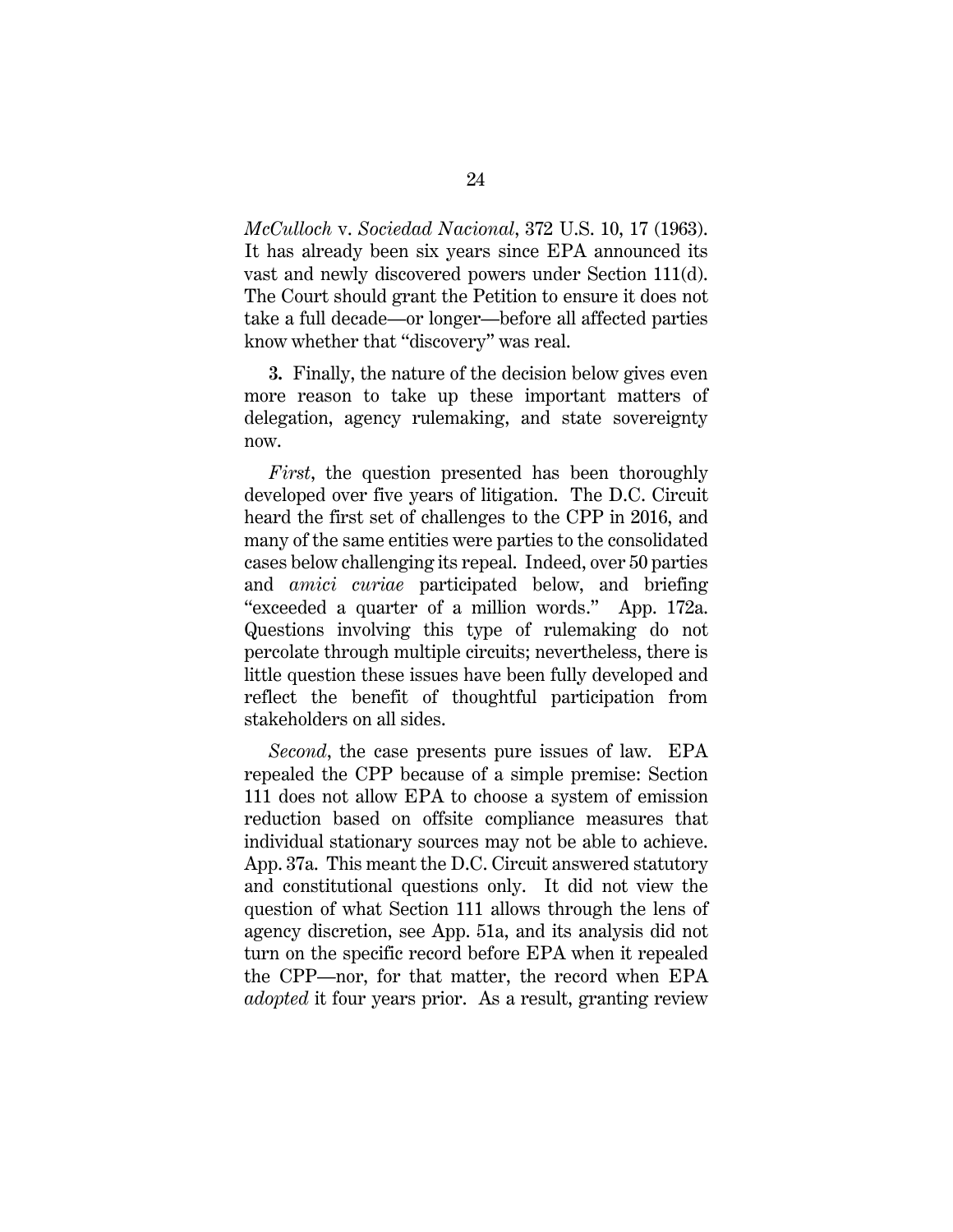*McCulloch* v. *Sociedad Nacional*, 372 U.S. 10, 17 (1963). It has already been six years since EPA announced its vast and newly discovered powers under Section 111(d). The Court should grant the Petition to ensure it does not take a full decade—or longer—before all affected parties know whether that "discovery" was real.

**3.** Finally, the nature of the decision below gives even more reason to take up these important matters of delegation, agency rulemaking, and state sovereignty now.

*First*, the question presented has been thoroughly developed over five years of litigation. The D.C. Circuit heard the first set of challenges to the CPP in 2016, and many of the same entities were parties to the consolidated cases below challenging its repeal. Indeed, over 50 parties and *amici curiae* participated below, and briefing "exceeded a quarter of a million words." App. 172a. Questions involving this type of rulemaking do not percolate through multiple circuits; nevertheless, there is little question these issues have been fully developed and reflect the benefit of thoughtful participation from stakeholders on all sides.

*Second*, the case presents pure issues of law. EPA repealed the CPP because of a simple premise: Section 111 does not allow EPA to choose a system of emission reduction based on offsite compliance measures that individual stationary sources may not be able to achieve. App. 37a. This meant the D.C. Circuit answered statutory and constitutional questions only. It did not view the question of what Section 111 allows through the lens of agency discretion, see App. 51a, and its analysis did not turn on the specific record before EPA when it repealed the CPP—nor, for that matter, the record when EPA *adopted* it four years prior. As a result, granting review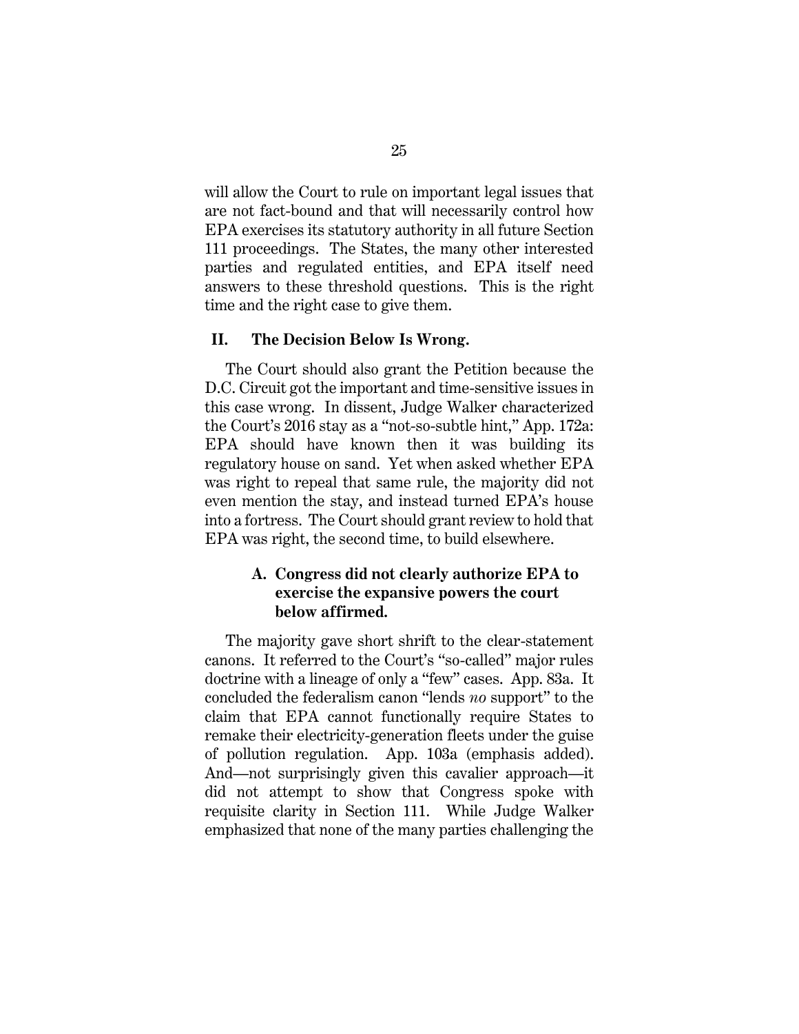will allow the Court to rule on important legal issues that are not fact-bound and that will necessarily control how EPA exercises its statutory authority in all future Section 111 proceedings. The States, the many other interested parties and regulated entities, and EPA itself need answers to these threshold questions. This is the right time and the right case to give them.

## II. The Decision Below Is Wrong.

The Court should also grant the Petition because the D.C. Circuit got the important and time-sensitive issues in this case wrong. In dissent, Judge Walker characterized the Court's 2016 stay as a "not-so-subtle hint," App. 172a: EPA should have known then it was building its regulatory house on sand. Yet when asked whether EPA was right to repeal that same rule, the majority did not even mention the stay, and instead turned EPA's house into a fortress. The Court should grant review to hold that EPA was right, the second time, to build elsewhere.

### A. Congress did not clearly authorize EPA to exercise the expansive powers the court below affirmed.

The majority gave short shrift to the clear-statement canons. It referred to the Court's "so-called" major rules doctrine with a lineage of only a "few" cases. App. 83a. It concluded the federalism canon "lends *no* support" to the claim that EPA cannot functionally require States to remake their electricity-generation fleets under the guise of pollution regulation. App. 103a (emphasis added). And—not surprisingly given this cavalier approach—it did not attempt to show that Congress spoke with requisite clarity in Section 111. While Judge Walker emphasized that none of the many parties challenging the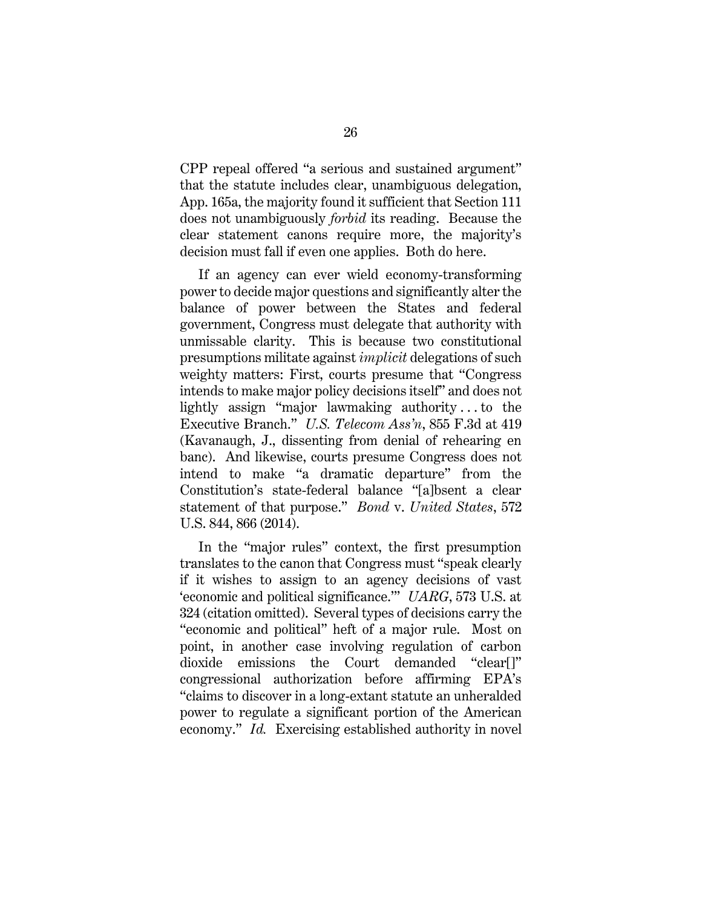CPP repeal offered "a serious and sustained argument" that the statute includes clear, unambiguous delegation, App. 165a, the majority found it sufficient that Section 111 does not unambiguously *forbid* its reading. Because the clear statement canons require more, the majority's decision must fall if even one applies. Both do here.

If an agency can ever wield economy-transforming power to decide major questions and significantly alter the balance of power between the States and federal government, Congress must delegate that authority with unmissable clarity. This is because two constitutional presumptions militate against *implicit* delegations of such weighty matters: First, courts presume that "Congress intends to make major policy decisions itself" and does not lightly assign "major lawmaking authority . . . to the Executive Branch." *U.S. Telecom Ass'n*, 855 F.3d at 419 (Kavanaugh, J., dissenting from denial of rehearing en banc). And likewise, courts presume Congress does not intend to make "a dramatic departure" from the Constitution's state-federal balance "[a]bsent a clear statement of that purpose." *Bond* v. *United States*, 572 U.S. 844, 866 (2014).

In the "major rules" context, the first presumption translates to the canon that Congress must "speak clearly if it wishes to assign to an agency decisions of vast 'economic and political significance.'" *UARG*, 573 U.S. at 324 (citation omitted). Several types of decisions carry the "economic and political" heft of a major rule. Most on point, in another case involving regulation of carbon dioxide emissions the Court demanded "clear[]" congressional authorization before affirming EPA's "claims to discover in a long-extant statute an unheralded power to regulate a significant portion of the American economy." *Id.* Exercising established authority in novel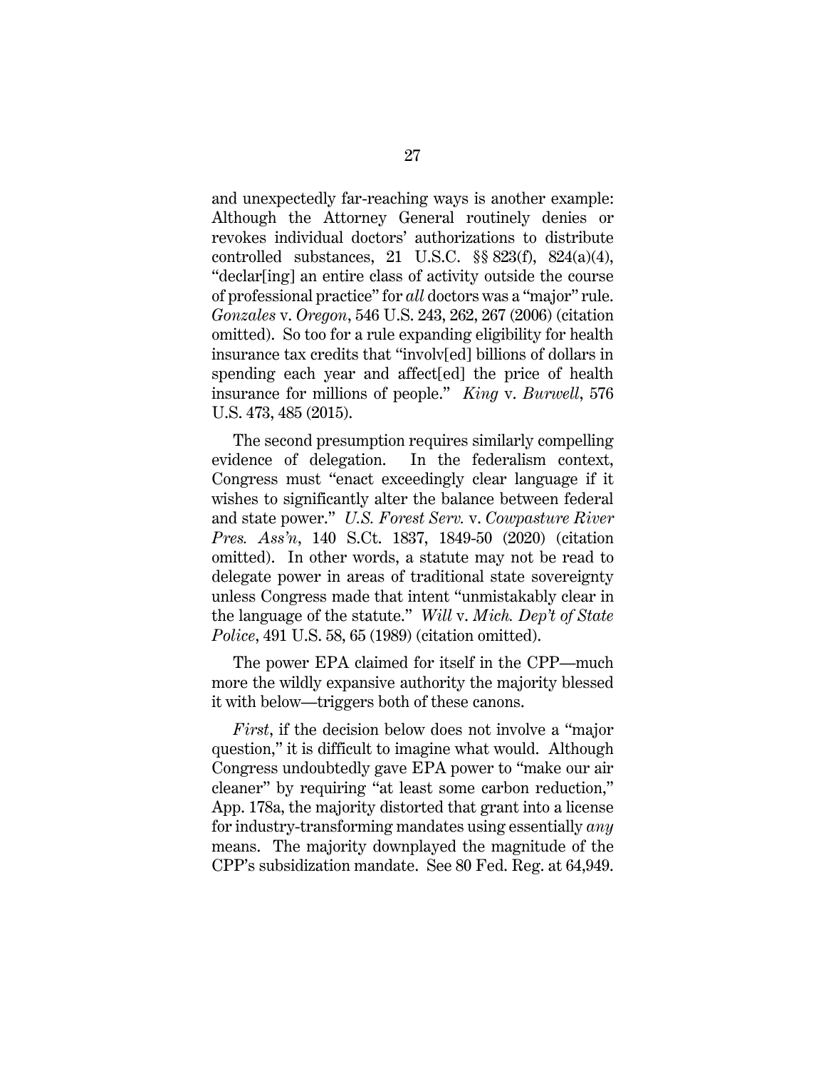and unexpectedly far-reaching ways is another example: Although the Attorney General routinely denies or revokes individual doctors' authorizations to distribute controlled substances, 21 U.S.C. §§ 823(f), 824(a)(4), "declar[ing] an entire class of activity outside the course of professional practice" for *all* doctors was a "major" rule. *Gonzales* v. *Oregon*, 546 U.S. 243, 262, 267 (2006) (citation omitted). So too for a rule expanding eligibility for health insurance tax credits that "involv[ed] billions of dollars in spending each year and affect[ed] the price of health insurance for millions of people." *King* v. *Burwell*, 576 U.S. 473, 485 (2015).

The second presumption requires similarly compelling evidence of delegation. In the federalism context, Congress must "enact exceedingly clear language if it wishes to significantly alter the balance between federal and state power." *U.S. Forest Serv.* v. *Cowpasture River Pres. Ass'n*, 140 S.Ct. 1837, 1849-50 (2020) (citation omitted). In other words, a statute may not be read to delegate power in areas of traditional state sovereignty unless Congress made that intent "unmistakably clear in the language of the statute." *Will* v. *Mich. Dep't of State Police*, 491 U.S. 58, 65 (1989) (citation omitted).

The power EPA claimed for itself in the CPP—much more the wildly expansive authority the majority blessed it with below—triggers both of these canons.

*First*, if the decision below does not involve a "major question," it is difficult to imagine what would. Although Congress undoubtedly gave EPA power to "make our air cleaner" by requiring "at least some carbon reduction," App. 178a, the majority distorted that grant into a license for industry-transforming mandates using essentially *any* means. The majority downplayed the magnitude of the CPP's subsidization mandate. See 80 Fed. Reg. at 64,949.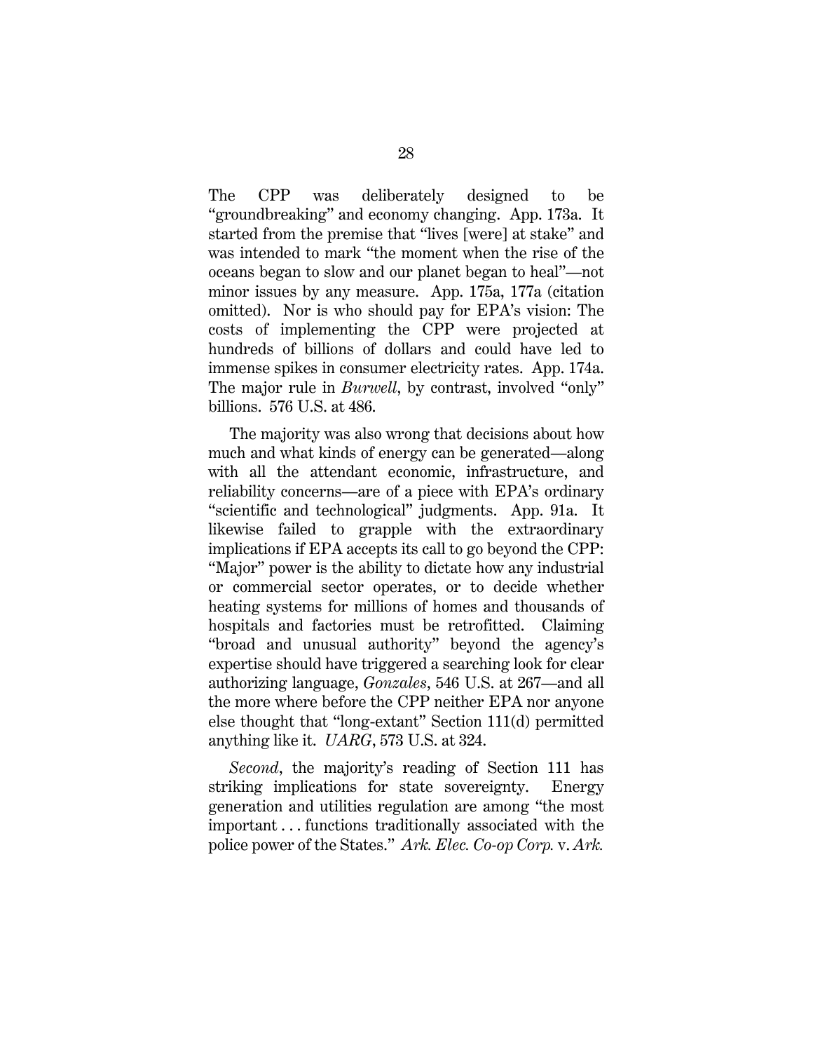The CPP was deliberately designed to be "groundbreaking" and economy changing. App. 173a. It started from the premise that "lives [were] at stake" and was intended to mark "the moment when the rise of the oceans began to slow and our planet began to heal"—not minor issues by any measure. App. 175a, 177a (citation omitted). Nor is who should pay for EPA's vision: The costs of implementing the CPP were projected at hundreds of billions of dollars and could have led to immense spikes in consumer electricity rates. App. 174a. The major rule in *Burwell*, by contrast, involved "only" billions. 576 U.S. at 486.

The majority was also wrong that decisions about how much and what kinds of energy can be generated—along with all the attendant economic, infrastructure, and reliability concerns—are of a piece with EPA's ordinary "scientific and technological" judgments. App. 91a. It likewise failed to grapple with the extraordinary implications if EPA accepts its call to go beyond the CPP: "Major" power is the ability to dictate how any industrial or commercial sector operates, or to decide whether heating systems for millions of homes and thousands of hospitals and factories must be retrofitted. Claiming "broad and unusual authority" beyond the agency's expertise should have triggered a searching look for clear authorizing language, *Gonzales*, 546 U.S. at 267—and all the more where before the CPP neither EPA nor anyone else thought that "long-extant" Section 111(d) permitted anything like it. *UARG*, 573 U.S. at 324.

*Second*, the majority's reading of Section 111 has striking implications for state sovereignty. Energy generation and utilities regulation are among "the most important . . . functions traditionally associated with the police power of the States." *Ark. Elec. Co-op Corp.* v. *Ark.*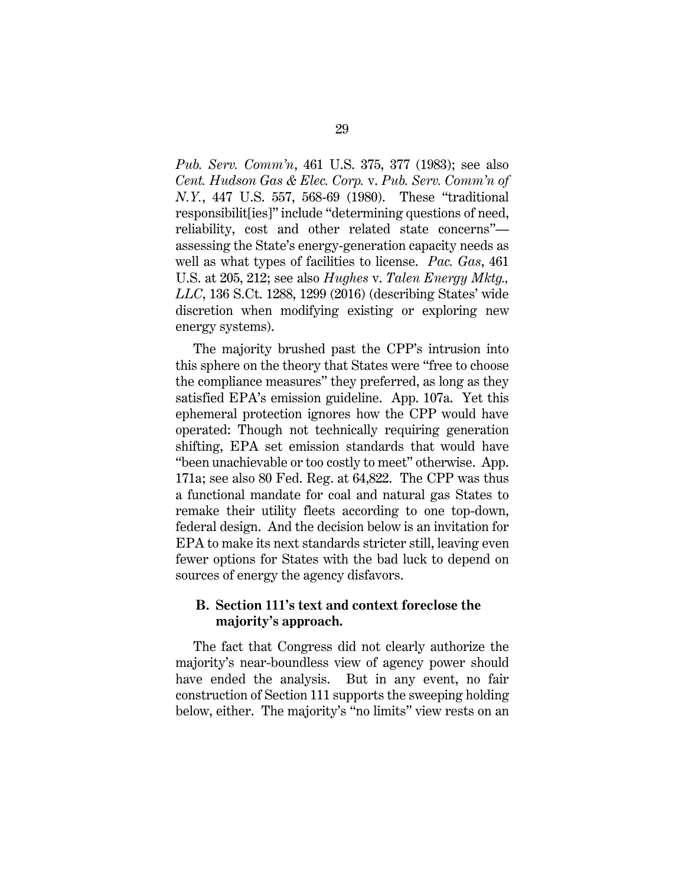*Pub. Serv. Comm'n*, 461 U.S. 375, 377 (1983); see also *Cent. Hudson Gas & Elec. Corp.* v. *Pub. Serv. Comm'n of N.Y.*, 447 U.S. 557, 568-69 (1980). These "traditional responsibilit[ies]" include "determining questions of need, reliability, cost and other related state concerns"—assessing the State's energy-generation capacity needs as well as what types of facilities to license. *Pac. Gas*, 461 U.S. at 205, 212; see also *Hughes* v. *Talen Energy Mktg., LLC*, 136 S.Ct. 1288, 1299 (2016) (describing States' wide discretion when modifying existing or exploring new energy systems).

The majority brushed past the CPP's intrusion into this sphere on the theory that States were "free to choose the compliance measures" they preferred, as long as they satisfied EPA's emission guideline. App. 107a. Yet this ephemeral protection ignores how the CPP would have operated: Though not technically requiring generation shifting, EPA set emission standards that would have "been unachievable or too costly to meet" otherwise. App. 171a; see also 80 Fed. Reg. at 64,822. The CPP was thus a functional mandate for coal and natural gas States to remake their utility fleets according to one top-down, federal design. And the decision below is an invitation for EPA to make its next standards stricter still, leaving even fewer options for States with the bad luck to depend on sources of energy the agency disfavors.

### B. Section 111's text and context foreclose the majority's approach.

The fact that Congress did not clearly authorize the majority's near-boundless view of agency power should have ended the analysis. But in any event, no fair construction of Section 111 supports the sweeping holding below, either. The majority's "no limits" view rests on an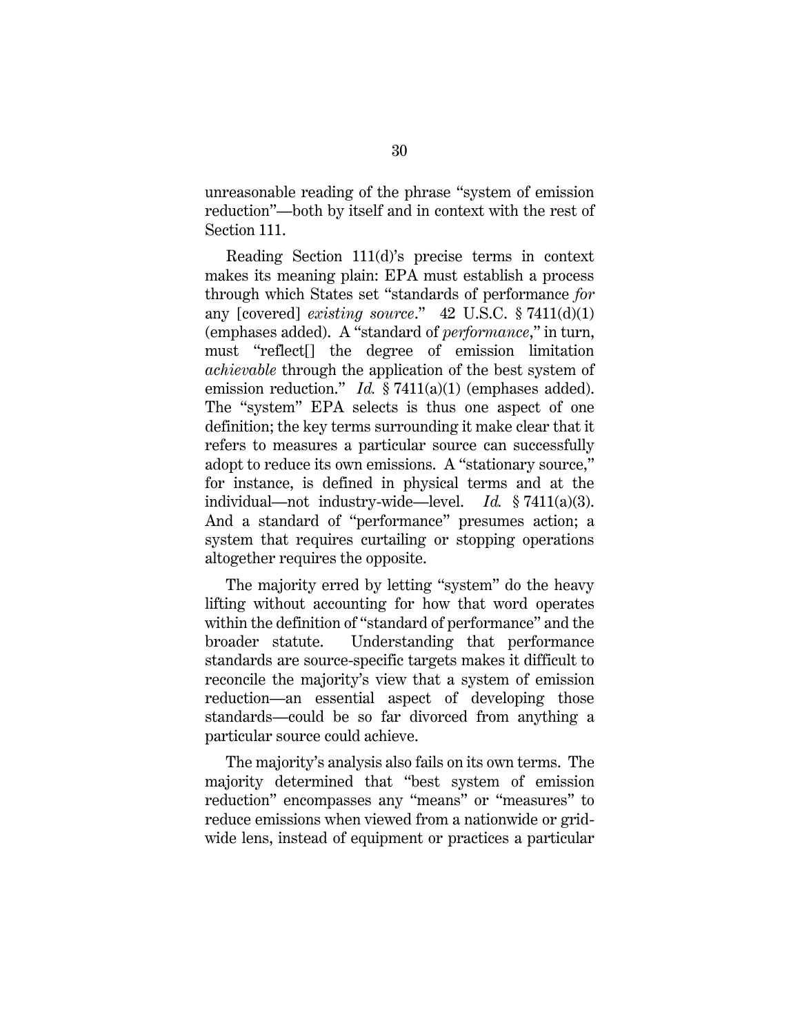unreasonable reading of the phrase "system of emission reduction"—both by itself and in context with the rest of Section 111.

Reading Section 111(d)'s precise terms in context makes its meaning plain: EPA must establish a process through which States set "standards of performance *for* any [covered] *existing source*." 42 U.S.C. § 7411(d)(1) (emphases added). A "standard of *performance*," in turn, must "reflect[] the degree of emission limitation *achievable* through the application of the best system of emission reduction." *Id.* § 7411(a)(1) (emphases added). The "system" EPA selects is thus one aspect of one definition; the key terms surrounding it make clear that it refers to measures a particular source can successfully adopt to reduce its own emissions. A "stationary source," for instance, is defined in physical terms and at the individual—not industry-wide—level. *Id.* § 7411(a)(3). And a standard of "performance" presumes action; a system that requires curtailing or stopping operations altogether requires the opposite.

The majority erred by letting "system" do the heavy lifting without accounting for how that word operates within the definition of "standard of performance" and the broader statute. Understanding that performance standards are source-specific targets makes it difficult to reconcile the majority's view that a system of emission reduction—an essential aspect of developing those standards—could be so far divorced from anything a particular source could achieve.

The majority's analysis also fails on its own terms. The majority determined that "best system of emission reduction" encompasses any "means" or "measures" to reduce emissions when viewed from a nationwide or grid-wide lens, instead of equipment or practices a particular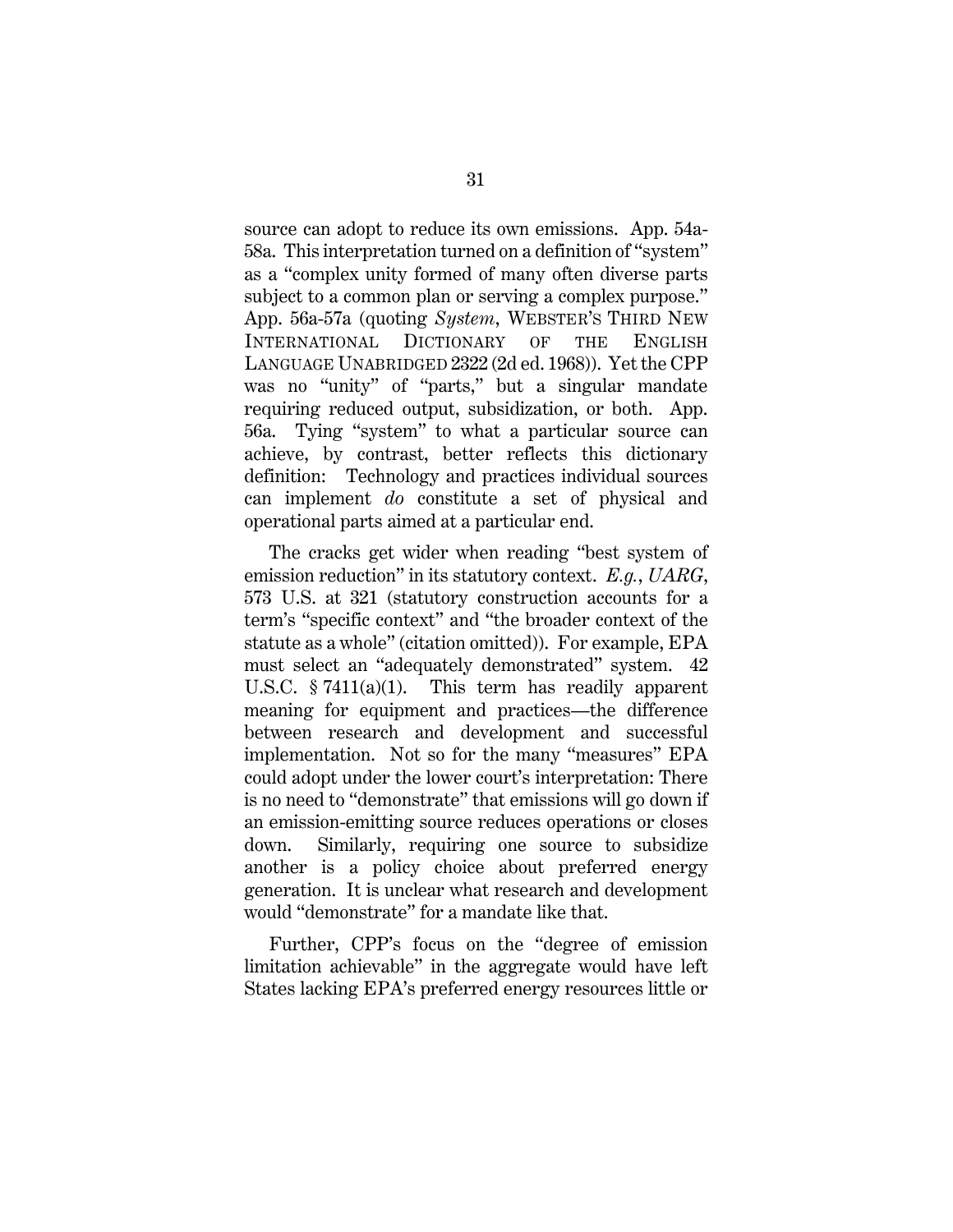source can adopt to reduce its own emissions. App. 54a-58a. This interpretation turned on a definition of "system" as a "complex unity formed of many often diverse parts subject to a common plan or serving a complex purpose." App. 56a-57a (quoting *System*, WEBSTER'S THIRD NEW INTERNATIONAL DICTIONARY OF THE ENGLISH LANGUAGE UNABRIDGED 2322 (2d ed. 1968)). Yet the CPP was no "unity" of "parts," but a singular mandate requiring reduced output, subsidization, or both. App. 56a. Tying "system" to what a particular source can achieve, by contrast, better reflects this dictionary definition: Technology and practices individual sources can implement *do* constitute a set of physical and operational parts aimed at a particular end.

The cracks get wider when reading "best system of emission reduction" in its statutory context. *E.g.*, *UARG*, 573 U.S. at 321 (statutory construction accounts for a term's "specific context" and "the broader context of the statute as a whole" (citation omitted)). For example, EPA must select an "adequately demonstrated" system. 42 U.S.C. § 7411(a)(1). This term has readily apparent meaning for equipment and practices—the difference between research and development and successful implementation. Not so for the many "measures" EPA could adopt under the lower court's interpretation: There is no need to "demonstrate" that emissions will go down if an emission-emitting source reduces operations or closes down. Similarly, requiring one source to subsidize another is a policy choice about preferred energy generation. It is unclear what research and development would "demonstrate" for a mandate like that.

Further, CPP's focus on the "degree of emission limitation achievable" in the aggregate would have left States lacking EPA's preferred energy resources little or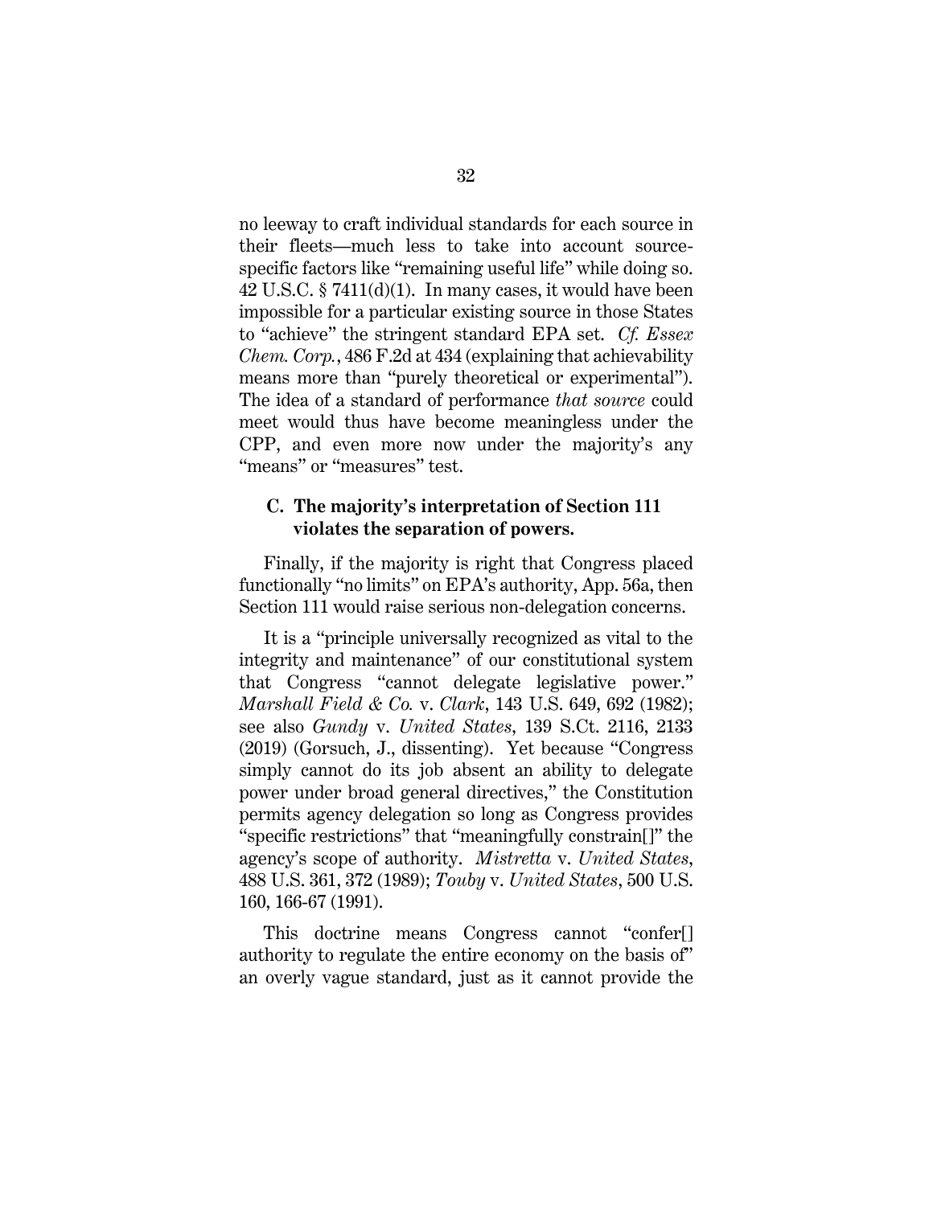no leeway to craft individual standards for each source in their fleets—much less to take into account source-specific factors like "remaining useful life" while doing so. 42 U.S.C. § 7411(d)(1). In many cases, it would have been impossible for a particular existing source in those States to "achieve" the stringent standard EPA set. *Cf. Essex Chem. Corp.*, 486 F.2d at 434 (explaining that achievability means more than "purely theoretical or experimental"). The idea of a standard of performance *that source* could meet would thus have become meaningless under the CPP, and even more now under the majority's any "means" or "measures" test.

### C. The majority's interpretation of Section 111 violates the separation of powers.

Finally, if the majority is right that Congress placed functionally "no limits" on EPA's authority, App. 56a, then Section 111 would raise serious non-delegation concerns.

It is a "principle universally recognized as vital to the integrity and maintenance" of our constitutional system that Congress "cannot delegate legislative power." *Marshall Field & Co.* v. *Clark*, 143 U.S. 649, 692 (1982); see also *Gundy* v. *United States*, 139 S.Ct. 2116, 2133 (2019) (Gorsuch, J., dissenting). Yet because "Congress simply cannot do its job absent an ability to delegate power under broad general directives," the Constitution permits agency delegation so long as the Congress provides "specific restrictions" that "meaningfully constrain[]" the agency's scope of authority. *Mistretta* v. *United States*, 488 U.S. 361, 372 (1989); *Touby* v. *United States*, 500 U.S. 160, 166-67 (1991).

This doctrine means Congress cannot "confer[] authority to regulate the entire economy on the basis of" an overly vague standard, just as it cannot provide the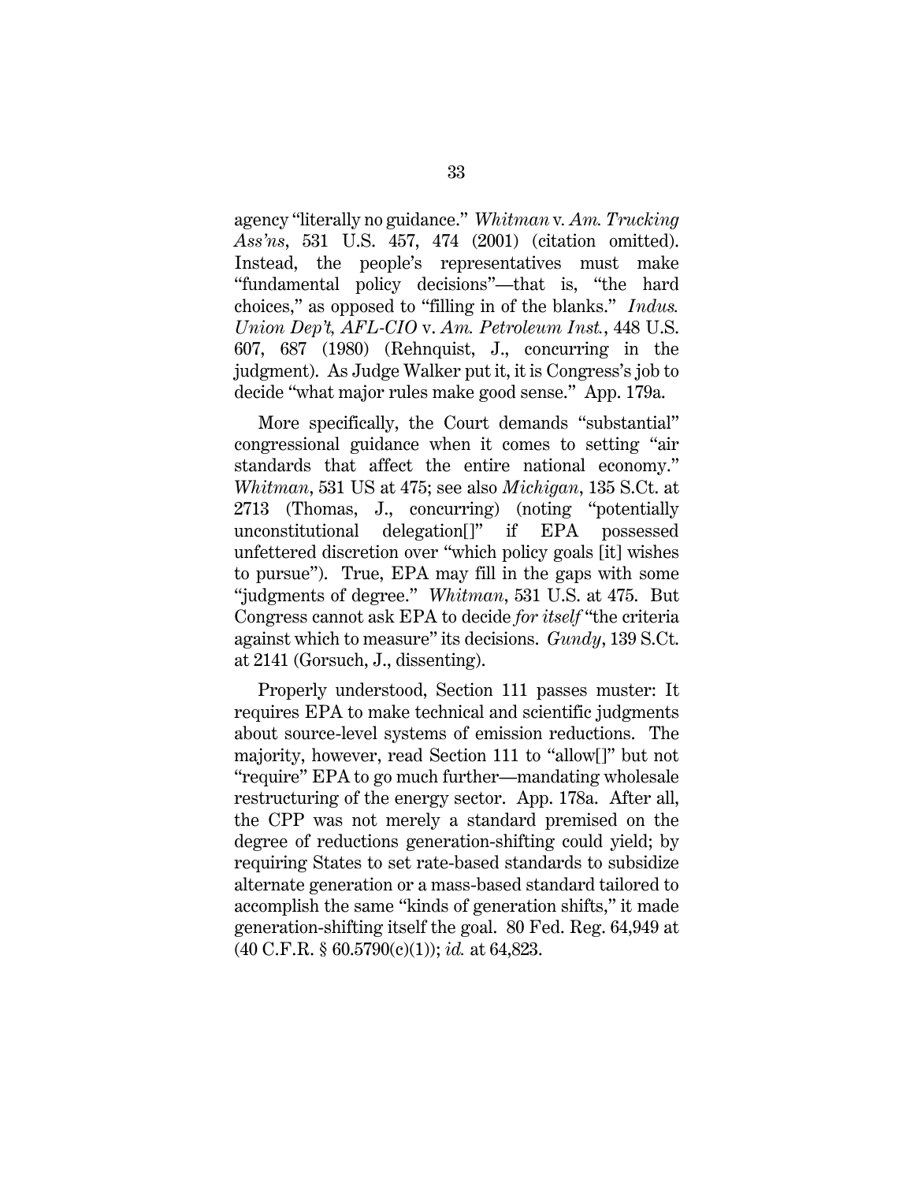agency "literally no guidance." *Whitman* v. *Am. Trucking Ass'ns*, 531 U.S. 457, 474 (2001) (citation omitted). Instead, the people's representatives must make "fundamental policy decisions"—that is, "the hard choices," as opposed to "filling in of the blanks." *Indus. Union Dep't, AFL-CIO* v. *Am. Petroleum Inst.*, 448 U.S. 607, 687 (1980) (Rehnquist, J., concurring in the judgment). As Judge Walker put it, it is Congress's job to decide "what major rules make good sense." App. 179a.

More specifically, the Court demands "substantial" congressional guidance when it comes to setting "air standards that affect the entire national economy." *Whitman*, 531 US at 475; see also *Michigan*, 135 S.Ct. at 2713 (Thomas, J., concurring) (noting "potentially unconstitutional delegation[]" if EPA possessed unfettered discretion over "which policy goals [it] wishes to pursue"). True, EPA may fill in the gaps with some "judgments of degree." *Whitman*, 531 U.S. at 475. But Congress cannot ask EPA to decide *for itself* "the criteria against which to measure" its decisions. *Gundy*, 139 S.Ct. at 2141 (Gorsuch, J., dissenting).

Properly understood, Section 111 passes muster: It requires EPA to make technical and scientific judgments about source-level systems of emission reductions. The majority, however, read Section 111 to "allow[]" but not "require" EPA to go much further—mandating wholesale restructuring of the energy sector. App. 178a. After all, the CPP was not merely a standard premised on the degree of reductions generation-shifting could yield; by requiring States to set rate-based standards to subsidize alternate generation or a mass-based standard tailored to accomplish the same "kinds of generation shifts," it made generation-shifting itself the goal. 80 Fed. Reg. 64,949 at (40 C.F.R. § 60.5790(c)(1)); *id.* at 64,823.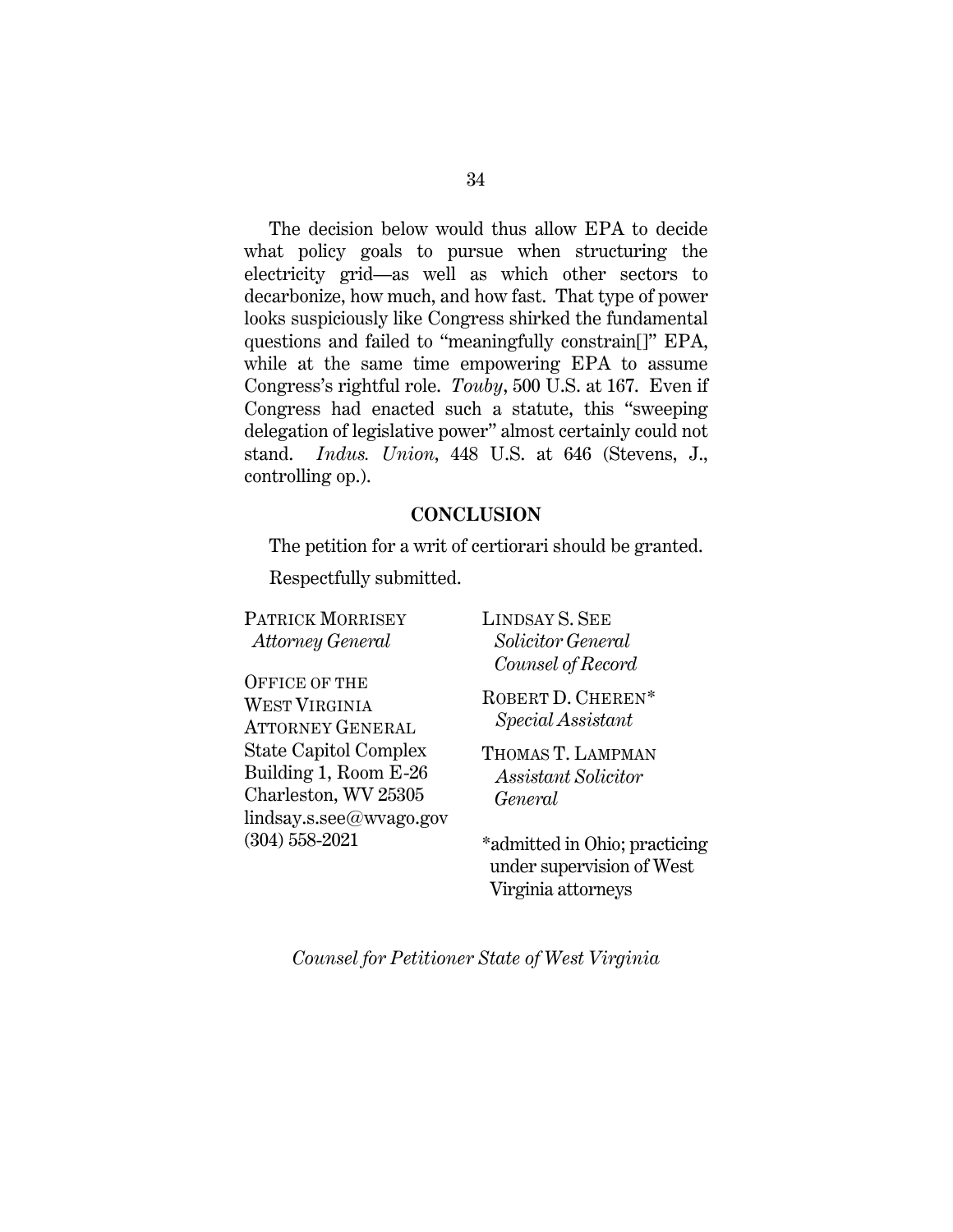The decision below would thus allow EPA to decide what policy goals to pursue when structuring the electricity grid—as well as which other sectors to decarbonize, how much, and how fast. That type of power looks suspiciously like Congress shirked the fundamental questions and failed to "meaningfully constrain[]" EPA, while at the same time empowering EPA to assume Congress's rightful role. *Touby*, 500 U.S. at 167. Even if Congress had enacted such a statute, this "sweeping delegation of legislative power" almost certainly could not stand. *Indus. Union*, 448 U.S. at 646 (Stevens, J., controlling op.).

**CONCLUSION**

The petition for a writ of certiorari should be granted.

Respectfully submitted.

PATRICK MORRISEY
*Attorney General*

OFFICE OF THE
WEST VIRGINIA
ATTORNEY GENERAL
State Capitol Complex
Building 1, Room E-26
Charleston, WV 25305
lindsay.s.see@wvago.gov
(304) 558-2021

LINDSAY S. SEE
*Solicitor General*
*Counsel of Record*

ROBERT D. CHEREN*
*Special Assistant*

THOMAS T. LAMPMAN
*Assistant Solicitor General*

*admitted in Ohio; practicing under supervision of West Virginia attorneys

*Counsel for Petitioner State of West Virginia*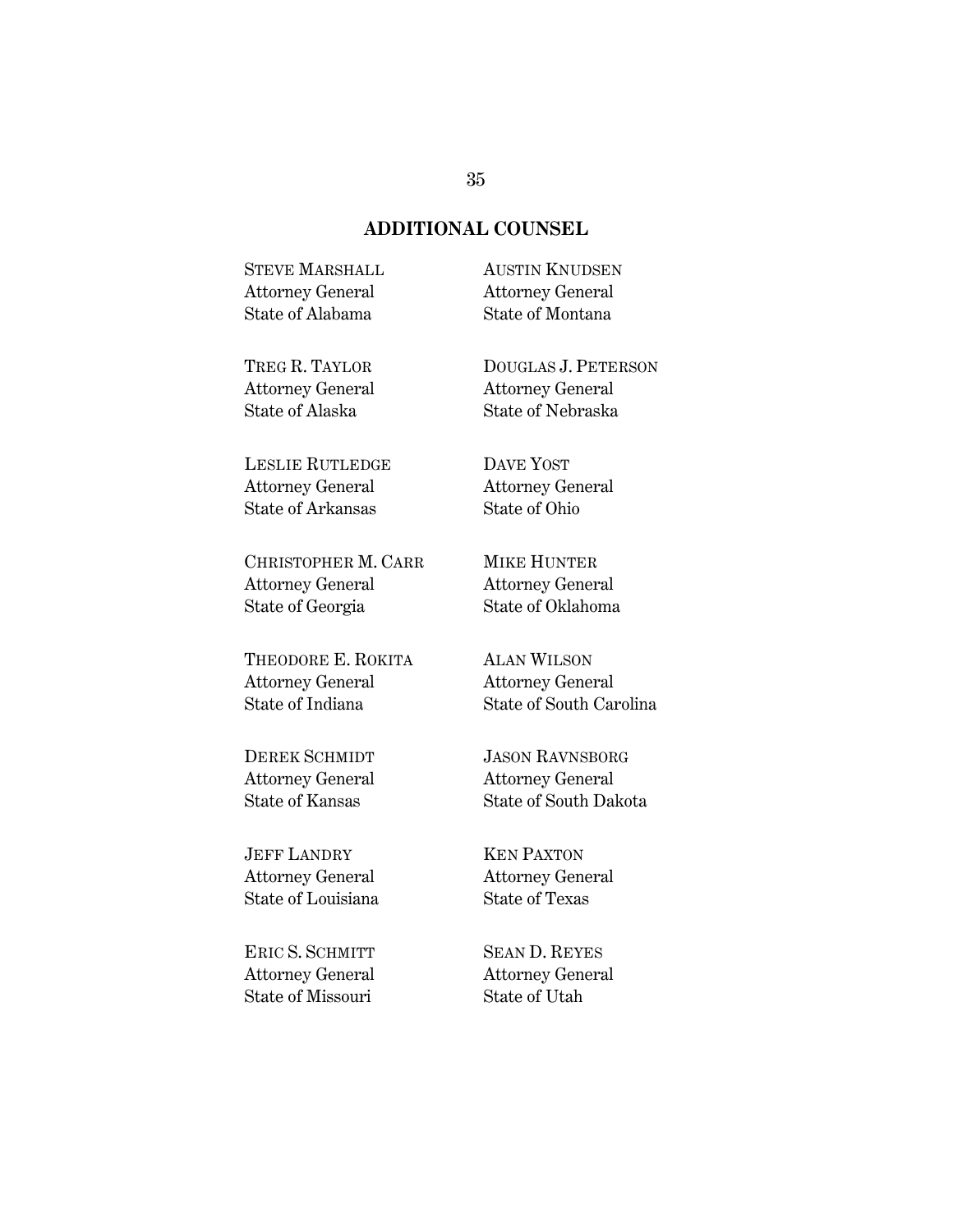## ADDITIONAL COUNSEL

STEVE MARSHALL
Attorney General
State of Alabama

TREG R. TAYLOR
Attorney General
State of Alaska

LESLIE RUTLEDGE
Attorney General
State of Arkansas

CHRISTOPHER M. CARR
Attorney General
State of Georgia

THEODORE E. ROKITA
Attorney General
State of Indiana

DEREK SCHMIDT
Attorney General
State of Kansas

JEFF LANDRY
Attorney General
State of Louisiana

ERIC S. SCHMITT
Attorney General
State of Missouri

AUSTIN KNUDSEN
Attorney General
State of Montana

DOUGLAS J. PETERSON
Attorney General
State of Nebraska

DAVE YOST
Attorney General
State of Ohio

MIKE HUNTER
Attorney General
State of Oklahoma

ALAN WILSON
Attorney General
State of South Carolina

JASON RAVNSBORG
Attorney General
State of South Dakota

KEN PAXTON
Attorney General
State of Texas

SEAN D. REYES
Attorney General
State of Utah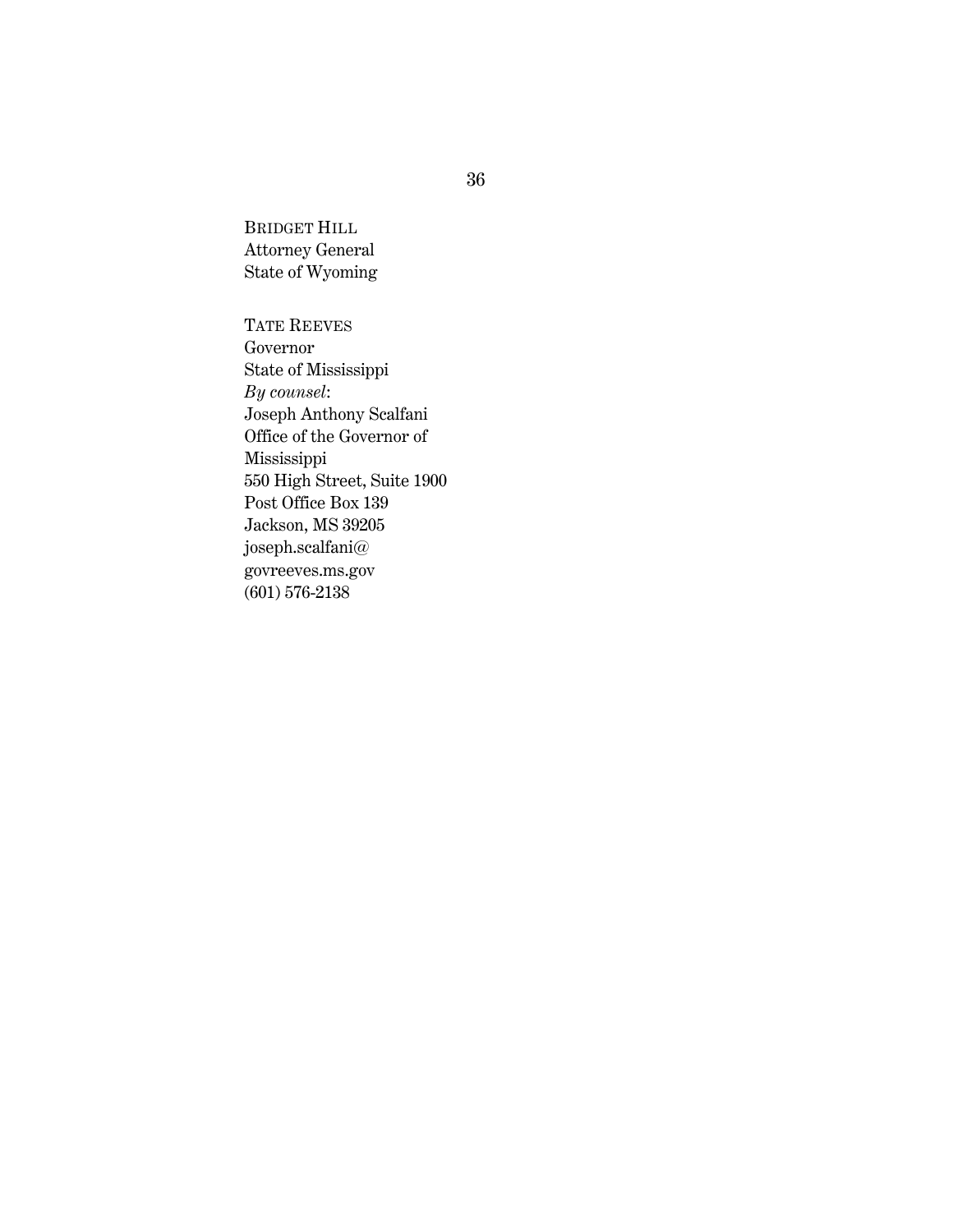BRIDGET HILL
Attorney General
State of Wyoming

TATE REEVES
Governor
State of Mississippi
*By counsel*:
Joseph Anthony Scalfani
Office of the Governor of
Mississippi
550 High Street, Suite 1900
Post Office Box 139
Jackson, MS 39205
joseph.scalfani@
govreeves.ms.gov
(601) 576-2138